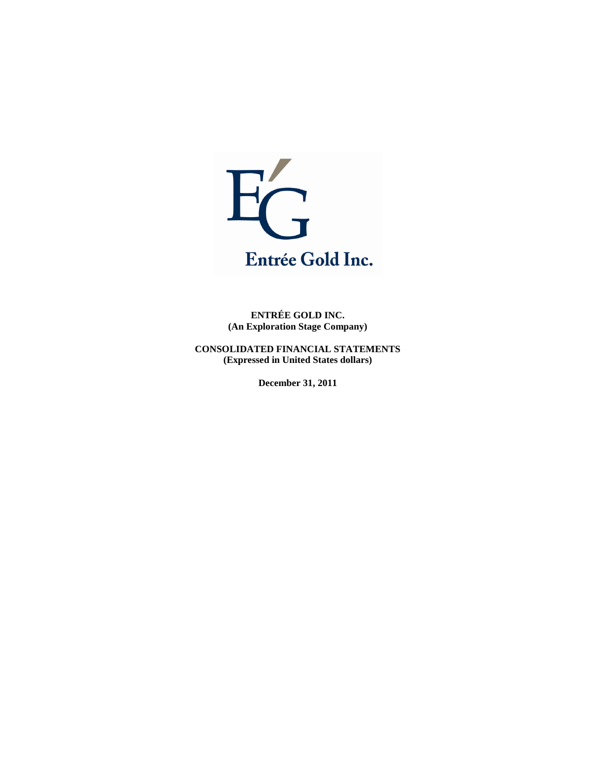Entrée Gold Inc.

**ENTRÉE GOLD INC.**
**(An Exploration Stage Company)**

**CONSOLIDATED FINANCIAL STATEMENTS**
**(Expressed in United States dollars)**

**December 31, 2011**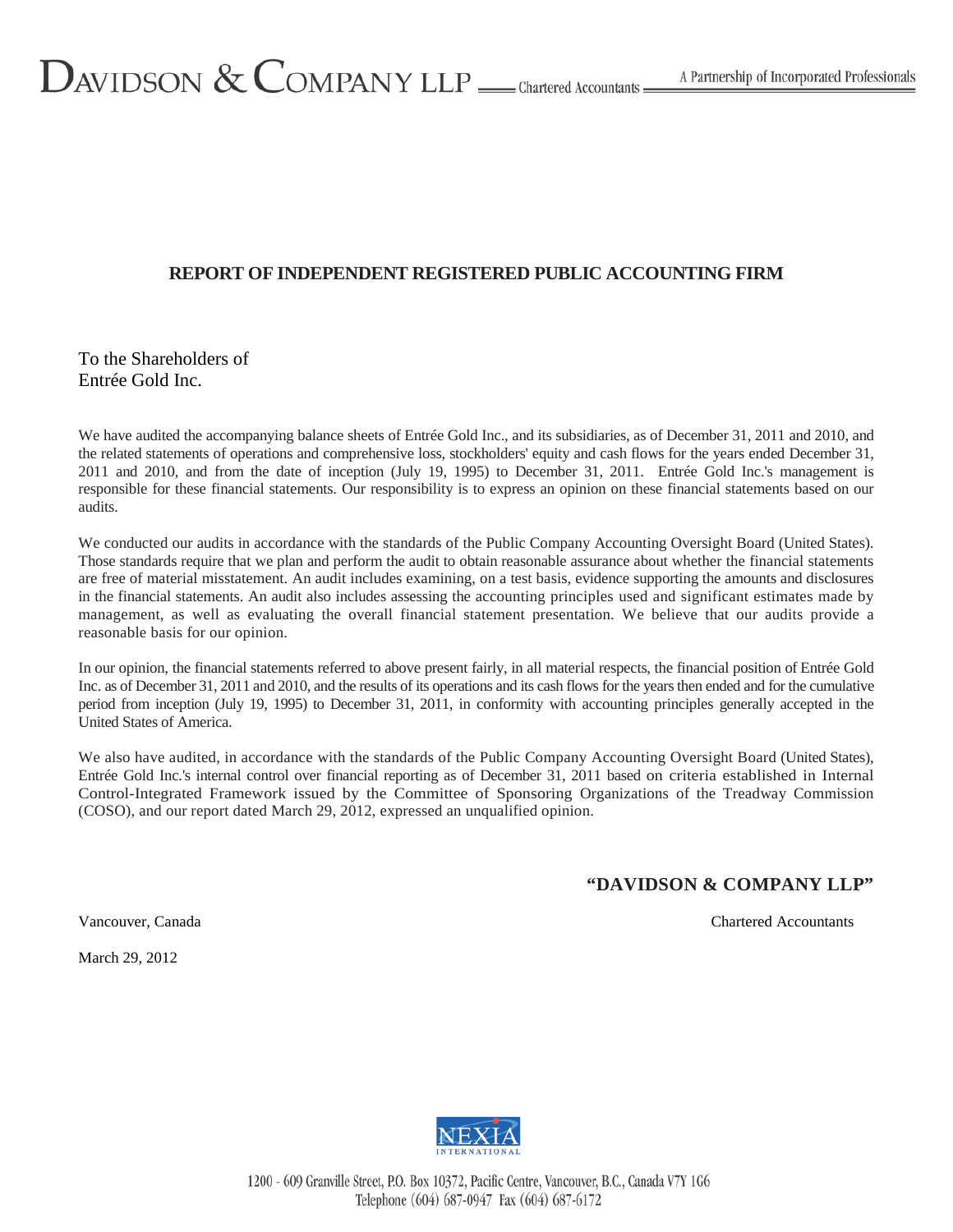DAVIDSON & COMPANY LLP Chartered Accountants

A Partnership of Incorporated Professionals

## REPORT OF INDEPENDENT REGISTERED PUBLIC ACCOUNTING FIRM

To the Shareholders of
Entrée Gold Inc.

We have audited the accompanying balance sheets of Entrée Gold Inc., and its subsidiaries, as of December 31, 2011 and 2010, and the related statements of operations and comprehensive loss, stockholders' equity and cash flows for the years ended December 31, 2011 and 2010, and from the date of inception (July 19, 1995) to December 31, 2011. Entrée Gold Inc.'s management is responsible for these financial statements. Our responsibility is to express an opinion on these financial statements based on our audits.

We conducted our audits in accordance with the standards of the Public Company Accounting Oversight Board (United States). Those standards require that we plan and perform the audit to obtain reasonable assurance about whether the financial statements are free of material misstatement. An audit includes examining, on a test basis, evidence supporting the amounts and disclosures in the financial statements. An audit also includes assessing the accounting principles used and significant estimates made by management, as well as evaluating the overall financial statement presentation. We believe that our audits provide a reasonable basis for our opinion.

In our opinion, the financial statements referred to above present fairly, in all material respects, the financial position of Entrée Gold Inc. as of December 31, 2011 and 2010, and the results of its operations and its cash flows for the years then ended and for the cumulative period from inception (July 19, 1995) to December 31, 2011, in conformity with accounting principles generally accepted in the United States of America.

We also have audited, in accordance with the standards of the Public Company Accounting Oversight Board (United States), Entrée Gold Inc.'s internal control over financial reporting as of December 31, 2011 based on criteria established in Internal Control-Integrated Framework issued by the Committee of Sponsoring Organizations of the Treadway Commission (COSO), and our report dated March 29, 2012, expressed an unqualified opinion.

**"DAVIDSON & COMPANY LLP"**

Vancouver, Canada — Chartered Accountants

March 29, 2012

NEXIA INTERNATIONAL

1200 - 609 Granville Street, P.O. Box 10372, Pacific Centre, Vancouver, B.C., Canada V7Y 1G6
Telephone (604) 687-0947 Fax (604) 687-6172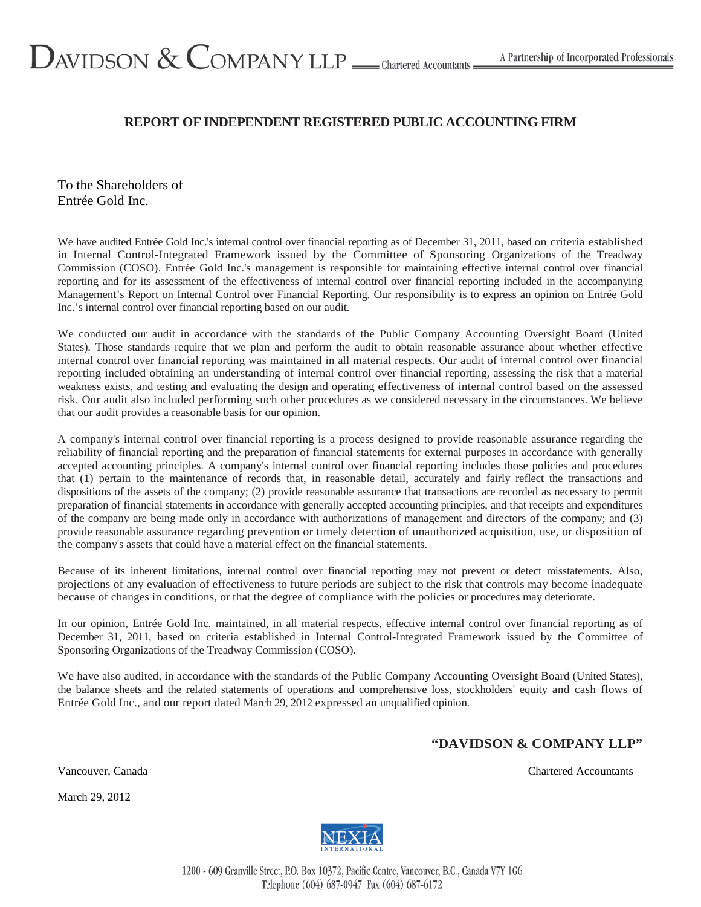# REPORT OF INDEPENDENT REGISTERED PUBLIC ACCOUNTING FIRM

To the Shareholders of
Entrée Gold Inc.

We have audited Entrée Gold Inc.'s internal control over financial reporting as of December 31, 2011, based on criteria established in Internal Control-Integrated Framework issued by the Committee of Sponsoring Organizations of the Treadway Commission (COSO). Entrée Gold Inc.'s management is responsible for maintaining effective internal control over financial reporting and for its assessment of the effectiveness of internal control over financial reporting included in the accompanying Management's Report on Internal Control over Financial Reporting. Our responsibility is to express an opinion on Entrée Gold Inc.'s internal control over financial reporting based on our audit.

We conducted our audit in accordance with the standards of the Public Company Accounting Oversight Board (United States). Those standards require that we plan and perform the audit to obtain reasonable assurance about whether effective internal control over financial reporting was maintained in all material respects. Our audit of internal control over financial reporting included obtaining an understanding of internal control over financial reporting, assessing the risk that a material weakness exists, and testing and evaluating the design and operating effectiveness of internal control based on the assessed risk. Our audit also included performing such other procedures as we considered necessary in the circumstances. We believe that our audit provides a reasonable basis for our opinion.

A company's internal control over financial reporting is a process designed to provide reasonable assurance regarding the reliability of financial reporting and the preparation of financial statements for external purposes in accordance with generally accepted accounting principles. A company's internal control over financial reporting includes those policies and procedures that (1) pertain to the maintenance of records that, in reasonable detail, accurately and fairly reflect the transactions and dispositions of the assets of the company; (2) provide reasonable assurance that transactions are recorded as necessary to permit preparation of financial statements in accordance with generally accepted accounting principles, and that receipts and expenditures of the company are being made only in accordance with authorizations of management and directors of the company; and (3) provide reasonable assurance regarding prevention or timely detection of unauthorized acquisition, use, or disposition of the company's assets that could have a material effect on the financial statements.

Because of its inherent limitations, internal control over financial reporting may not prevent or detect misstatements. Also, projections of any evaluation of effectiveness to future periods are subject to the risk that controls may become inadequate because of changes in conditions, or that the degree of compliance with the policies or procedures may deteriorate.

In our opinion, Entrée Gold Inc. maintained, in all material respects, effective internal control over financial reporting as of December 31, 2011, based on criteria established in Internal Control-Integrated Framework issued by the Committee of Sponsoring Organizations of the Treadway Commission (COSO).

We have also audited, in accordance with the standards of the Public Company Accounting Oversight Board (United States), the balance sheets and the related statements of operations and comprehensive loss, stockholders' equity and cash flows of Entrée Gold Inc., and our report dated March 29, 2012 expressed an unqualified opinion.

**"DAVIDSON & COMPANY LLP"**

Vancouver, Canada — Chartered Accountants

March 29, 2012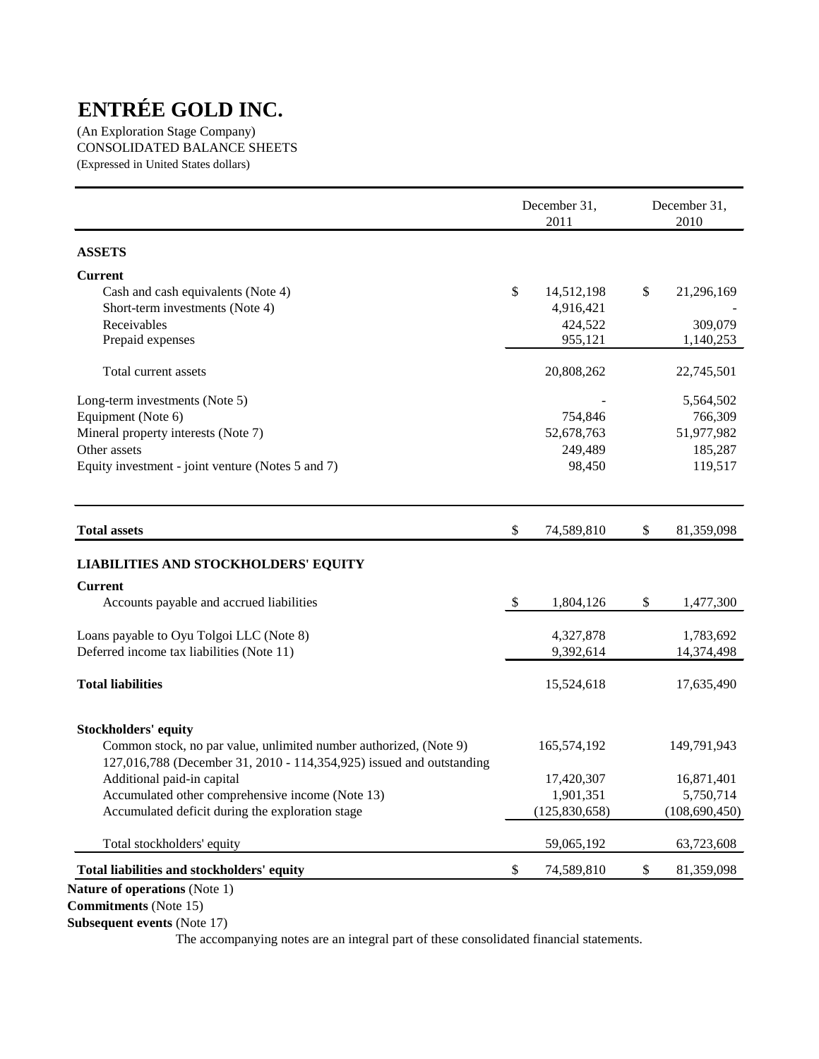# ENTRÉE GOLD INC.

(An Exploration Stage Company)
CONSOLIDATED BALANCE SHEETS
(Expressed in United States dollars)

| | December 31, 2011 | December 31, 2010 |
|---|---|---|
| **ASSETS** | | |
| **Current** | | |
| Cash and cash equivalents (Note 4) | $ 14,512,198 | $ 21,296,169 |
| Short-term investments (Note 4) | 4,916,421 | - |
| Receivables | 424,522 | 309,079 |
| Prepaid expenses | 955,121 | 1,140,253 |
| Total current assets | 20,808,262 | 22,745,501 |
| Long-term investments (Note 5) | - | 5,564,502 |
| Equipment (Note 6) | 754,846 | 766,309 |
| Mineral property interests (Note 7) | 52,678,763 | 51,977,982 |
| Other assets | 249,489 | 185,287 |
| Equity investment - joint venture (Notes 5 and 7) | 98,450 | 119,517 |
| **Total assets** | $ 74,589,810 | $ 81,359,098 |
| **LIABILITIES AND STOCKHOLDERS' EQUITY** | | |
| **Current** | | |
| Accounts payable and accrued liabilities | $ 1,804,126 | $ 1,477,300 |
| Loans payable to Oyu Tolgoi LLC (Note 8) | 4,327,878 | 1,783,692 |
| Deferred income tax liabilities (Note 11) | 9,392,614 | 14,374,498 |
| **Total liabilities** | 15,524,618 | 17,635,490 |
| **Stockholders' equity** | | |
| Common stock, no par value, unlimited number authorized, (Note 9) 127,016,788 (December 31, 2010 - 114,354,925) issued and outstanding | 165,574,192 | 149,791,943 |
| Additional paid-in capital | 17,420,307 | 16,871,401 |
| Accumulated other comprehensive income (Note 13) | 1,901,351 | 5,750,714 |
| Accumulated deficit during the exploration stage | (125,830,658) | (108,690,450) |
| Total stockholders' equity | 59,065,192 | 63,723,608 |
| **Total liabilities and stockholders' equity** | $ 74,589,810 | $ 81,359,098 |

**Nature of operations** (Note 1)
**Commitments** (Note 15)
**Subsequent events** (Note 17)

The accompanying notes are an integral part of these consolidated financial statements.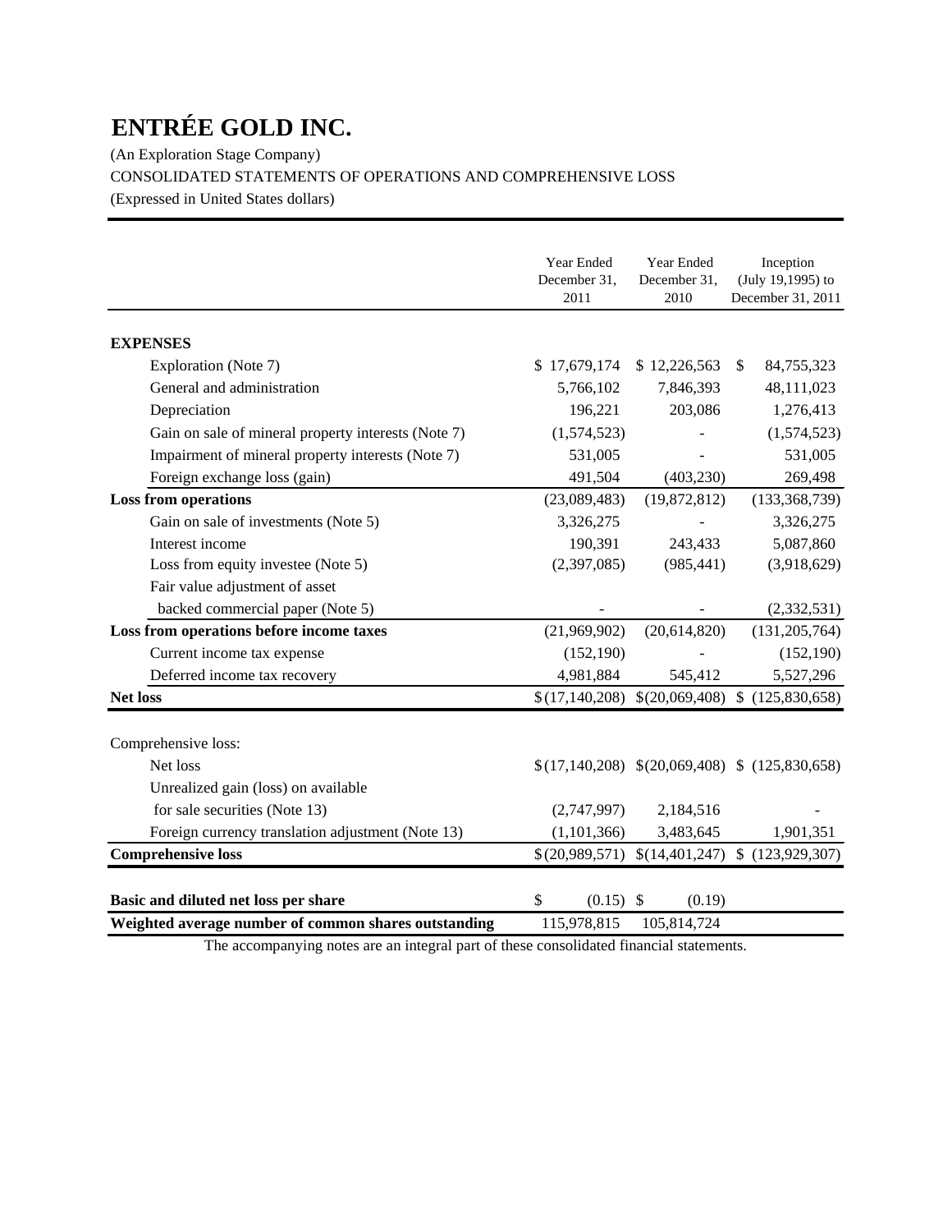# ENTRÉE GOLD INC.

(An Exploration Stage Company)

CONSOLIDATED STATEMENTS OF OPERATIONS AND COMPREHENSIVE LOSS

(Expressed in United States dollars)

| | Year Ended December 31, 2011 | Year Ended December 31, 2010 | Inception (July 19,1995) to December 31, 2011 |
|---|---|---|---|
| **EXPENSES** | | | |
| Exploration (Note 7) | $ 17,679,174 | $ 12,226,563 | $ 84,755,323 |
| General and administration | 5,766,102 | 7,846,393 | 48,111,023 |
| Depreciation | 196,221 | 203,086 | 1,276,413 |
| Gain on sale of mineral property interests (Note 7) | (1,574,523) | - | (1,574,523) |
| Impairment of mineral property interests (Note 7) | 531,005 | - | 531,005 |
| Foreign exchange loss (gain) | 491,504 | (403,230) | 269,498 |
| **Loss from operations** | (23,089,483) | (19,872,812) | (133,368,739) |
| Gain on sale of investments (Note 5) | 3,326,275 | - | 3,326,275 |
| Interest income | 190,391 | 243,433 | 5,087,860 |
| Loss from equity investee (Note 5) | (2,397,085) | (985,441) | (3,918,629) |
| Fair value adjustment of asset backed commercial paper (Note 5) | - | - | (2,332,531) |
| **Loss from operations before income taxes** | (21,969,902) | (20,614,820) | (131,205,764) |
| Current income tax expense | (152,190) | - | (152,190) |
| Deferred income tax recovery | 4,981,884 | 545,412 | 5,527,296 |
| **Net loss** | $ (17,140,208) | $ (20,069,408) | $ (125,830,658) |
| Comprehensive loss: | | | |
| Net loss | $ (17,140,208) | $ (20,069,408) | $ (125,830,658) |
| Unrealized gain (loss) on available for sale securities (Note 13) | (2,747,997) | 2,184,516 | - |
| Foreign currency translation adjustment (Note 13) | (1,101,366) | 3,483,645 | 1,901,351 |
| **Comprehensive loss** | $ (20,989,571) | $ (14,401,247) | $ (123,929,307) |
| **Basic and diluted net loss per share** | $ (0.15) | $ (0.19) | |
| **Weighted average number of common shares outstanding** | 115,978,815 | 105,814,724 | |

The accompanying notes are an integral part of these consolidated financial statements.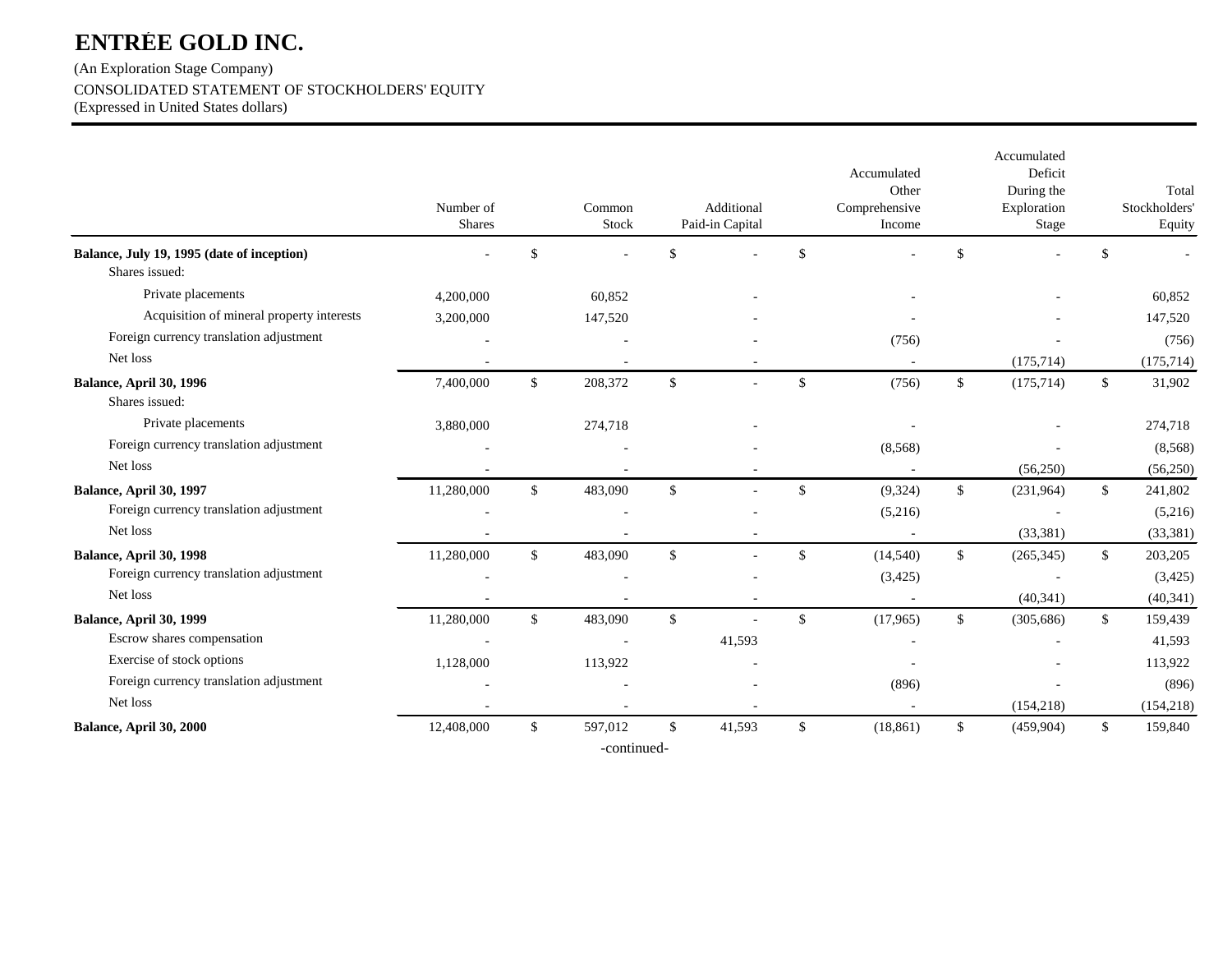# ENTRÉE GOLD INC.

(An Exploration Stage Company)

CONSOLIDATED STATEMENT OF STOCKHOLDERS' EQUITY

(Expressed in United States dollars)

| | Number of Shares | Common Stock | Additional Paid-in Capital | Accumulated Other Comprehensive Income | Accumulated Deficit During the Exploration Stage | Total Stockholders' Equity |
|---|---|---|---|---|---|---|
| **Balance, July 19, 1995 (date of inception)** | - | $ - | $ - | $ - | $ - | $ - |
| Shares issued: | | | | | | |
| Private placements | 4,200,000 | 60,852 | - | - | - | 60,852 |
| Acquisition of mineral property interests | 3,200,000 | 147,520 | - | - | - | 147,520 |
| Foreign currency translation adjustment | - | - | - | (756) | - | (756) |
| Net loss | - | - | - | - | (175,714) | (175,714) |
| **Balance, April 30, 1996** | 7,400,000 | $ 208,372 | $ - | $ (756) | $ (175,714) | $ 31,902 |
| Shares issued: | | | | | | |
| Private placements | 3,880,000 | 274,718 | - | - | - | 274,718 |
| Foreign currency translation adjustment | - | - | - | (8,568) | - | (8,568) |
| Net loss | - | - | - | - | (56,250) | (56,250) |
| **Balance, April 30, 1997** | 11,280,000 | $ 483,090 | $ - | $ (9,324) | $ (231,964) | $ 241,802 |
| Foreign currency translation adjustment | - | - | - | (5,216) | - | (5,216) |
| Net loss | - | - | - | - | (33,381) | (33,381) |
| **Balance, April 30, 1998** | 11,280,000 | $ 483,090 | $ - | $ (14,540) | $ (265,345) | $ 203,205 |
| Foreign currency translation adjustment | - | - | - | (3,425) | - | (3,425) |
| Net loss | - | - | - | - | (40,341) | (40,341) |
| **Balance, April 30, 1999** | 11,280,000 | $ 483,090 | $ - | $ (17,965) | $ (305,686) | $ 159,439 |
| Escrow shares compensation | - | - | 41,593 | - | - | 41,593 |
| Exercise of stock options | 1,128,000 | 113,922 | - | - | - | 113,922 |
| Foreign currency translation adjustment | - | - | - | (896) | - | (896) |
| Net loss | - | - | - | - | (154,218) | (154,218) |
| **Balance, April 30, 2000** | 12,408,000 | $ 597,012 | $ 41,593 | $ (18,861) | $ (459,904) | $ 159,840 |

-continued-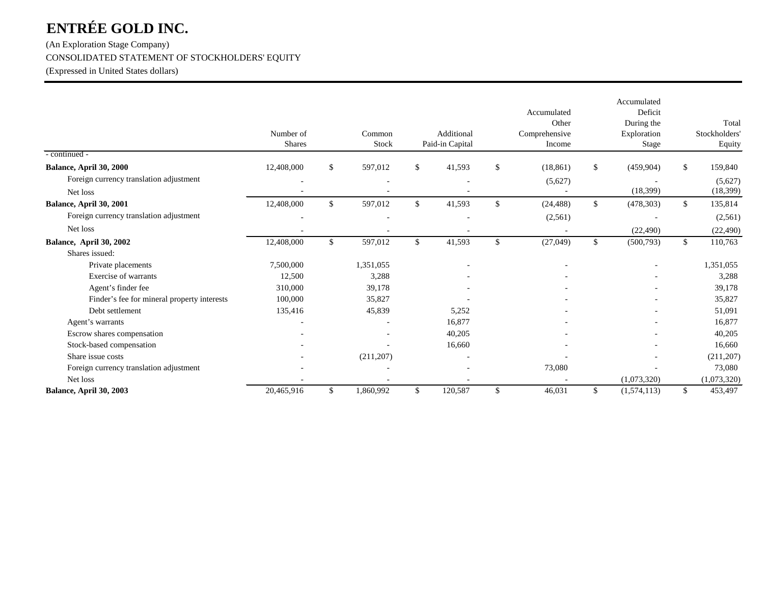# ENTRÉE GOLD INC.

(An Exploration Stage Company)

CONSOLIDATED STATEMENT OF STOCKHOLDERS' EQUITY

(Expressed in United States dollars)

| - continued - | Number of Shares | Common Stock | Additional Paid-in Capital | Accumulated Other Comprehensive Income | Accumulated Deficit During the Exploration Stage | Total Stockholders' Equity |
|---|---|---|---|---|---|---|
| **Balance, April 30, 2000** | 12,408,000 | $ 597,012 | $ 41,593 | $ (18,861) | $ (459,904) | $ 159,840 |
| Foreign currency translation adjustment | - | - | - | (5,627) | - | (5,627) |
| Net loss | - | - | - | - | (18,399) | (18,399) |
| **Balance, April 30, 2001** | 12,408,000 | $ 597,012 | $ 41,593 | $ (24,488) | $ (478,303) | $ 135,814 |
| Foreign currency translation adjustment | - | - | - | (2,561) | - | (2,561) |
| Net loss | - | - | - | - | (22,490) | (22,490) |
| **Balance, April 30, 2002** | 12,408,000 | $ 597,012 | $ 41,593 | $ (27,049) | $ (500,793) | $ 110,763 |
| Shares issued: | | | | | | |
| Private placements | 7,500,000 | 1,351,055 | - | - | - | 1,351,055 |
| Exercise of warrants | 12,500 | 3,288 | - | - | - | 3,288 |
| Agent's finder fee | 310,000 | 39,178 | - | - | - | 39,178 |
| Finder's fee for mineral property interests | 100,000 | 35,827 | - | - | - | 35,827 |
| Debt settlement | 135,416 | 45,839 | 5,252 | - | - | 51,091 |
| Agent's warrants | - | - | 16,877 | - | - | 16,877 |
| Escrow shares compensation | - | - | 40,205 | - | - | 40,205 |
| Stock-based compensation | - | - | 16,660 | - | - | 16,660 |
| Share issue costs | - | (211,207) | - | - | - | (211,207) |
| Foreign currency translation adjustment | - | - | - | 73,080 | - | 73,080 |
| Net loss | - | - | - | - | (1,073,320) | (1,073,320) |
| **Balance, April 30, 2003** | 20,465,916 | $ 1,860,992 | $ 120,587 | $ 46,031 | $ (1,574,113) | $ 453,497 |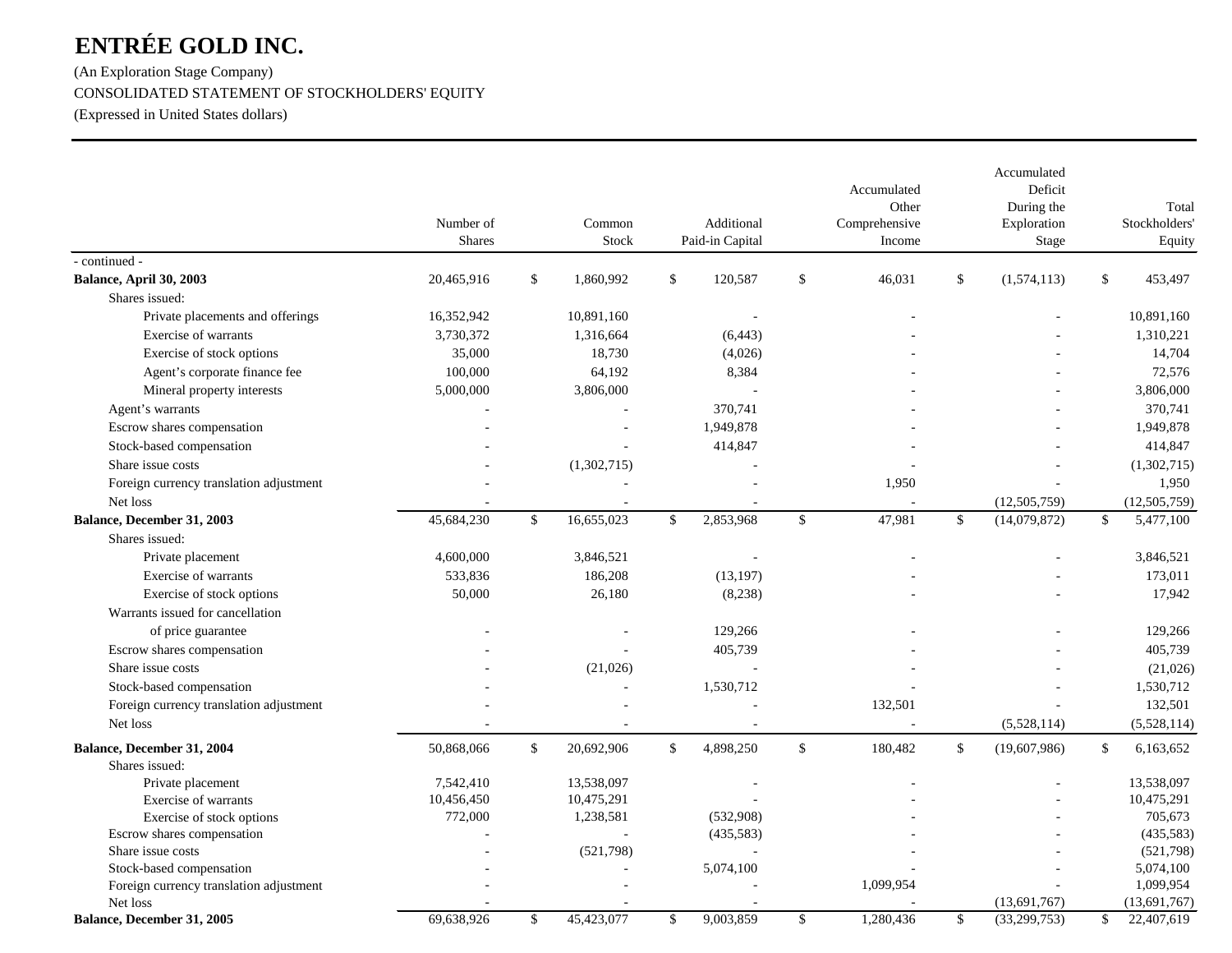# ENTRÉE GOLD INC.

(An Exploration Stage Company)

CONSOLIDATED STATEMENT OF STOCKHOLDERS' EQUITY

(Expressed in United States dollars)

| | Number of Shares | Common Stock | Additional Paid-in Capital | Accumulated Other Comprehensive Income | Accumulated Deficit During the Exploration Stage | Total Stockholders' Equity |
|---|---|---|---|---|---|---|
| - continued - | | | | | | |
| **Balance, April 30, 2003** | 20,465,916 | $ 1,860,992 | $ 120,587 | $ 46,031 | $ (1,574,113) | $ 453,497 |
| Shares issued: | | | | | | |
| Private placements and offerings | 16,352,942 | 10,891,160 | - | - | - | 10,891,160 |
| Exercise of warrants | 3,730,372 | 1,316,664 | (6,443) | - | - | 1,310,221 |
| Exercise of stock options | 35,000 | 18,730 | (4,026) | - | - | 14,704 |
| Agent’s corporate finance fee | 100,000 | 64,192 | 8,384 | - | - | 72,576 |
| Mineral property interests | 5,000,000 | 3,806,000 | - | - | - | 3,806,000 |
| Agent’s warrants | - | - | 370,741 | - | - | 370,741 |
| Escrow shares compensation | - | - | 1,949,878 | - | - | 1,949,878 |
| Stock-based compensation | - | - | 414,847 | - | - | 414,847 |
| Share issue costs | - | (1,302,715) | - | - | - | (1,302,715) |
| Foreign currency translation adjustment | - | - | - | 1,950 | - | 1,950 |
| Net loss | - | - | - | - | (12,505,759) | (12,505,759) |
| **Balance, December 31, 2003** | 45,684,230 | $ 16,655,023 | $ 2,853,968 | $ 47,981 | $ (14,079,872) | $ 5,477,100 |
| Shares issued: | | | | | | |
| Private placement | 4,600,000 | 3,846,521 | - | - | - | 3,846,521 |
| Exercise of warrants | 533,836 | 186,208 | (13,197) | - | - | 173,011 |
| Exercise of stock options | 50,000 | 26,180 | (8,238) | - | - | 17,942 |
| Warrants issued for cancellation of price guarantee | - | - | 129,266 | - | - | 129,266 |
| Escrow shares compensation | - | - | 405,739 | - | - | 405,739 |
| Share issue costs | - | (21,026) | - | - | - | (21,026) |
| Stock-based compensation | - | - | 1,530,712 | - | - | 1,530,712 |
| Foreign currency translation adjustment | - | - | - | 132,501 | - | 132,501 |
| Net loss | - | - | - | - | (5,528,114) | (5,528,114) |
| **Balance, December 31, 2004** | 50,868,066 | $ 20,692,906 | $ 4,898,250 | $ 180,482 | $ (19,607,986) | $ 6,163,652 |
| Shares issued: | | | | | | |
| Private placement | 7,542,410 | 13,538,097 | - | - | - | 13,538,097 |
| Exercise of warrants | 10,456,450 | 10,475,291 | - | - | - | 10,475,291 |
| Exercise of stock options | 772,000 | 1,238,581 | (532,908) | - | - | 705,673 |
| Escrow shares compensation | - | - | (435,583) | - | - | (435,583) |
| Share issue costs | - | (521,798) | - | - | - | (521,798) |
| Stock-based compensation | - | - | 5,074,100 | - | - | 5,074,100 |
| Foreign currency translation adjustment | - | - | - | 1,099,954 | - | 1,099,954 |
| Net loss | - | - | - | - | (13,691,767) | (13,691,767) |
| **Balance, December 31, 2005** | 69,638,926 | $ 45,423,077 | $ 9,003,859 | $ 1,280,436 | $ (33,299,753) | $ 22,407,619 |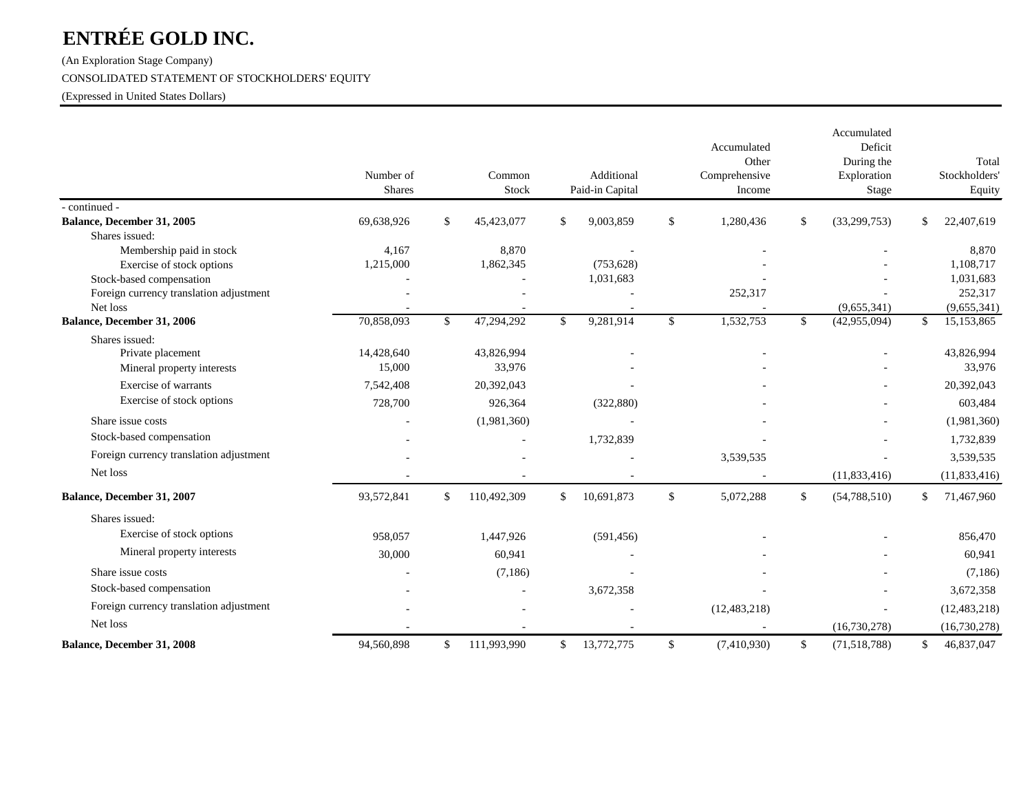# ENTRÉE GOLD INC.

(An Exploration Stage Company)

CONSOLIDATED STATEMENT OF STOCKHOLDERS' EQUITY

(Expressed in United States Dollars)

| | Number of Shares | Common Stock | Additional Paid-in Capital | Accumulated Other Comprehensive Income | Accumulated Deficit During the Exploration Stage | Total Stockholders' Equity |
|---|---|---|---|---|---|---|
| - continued - | | | | | | |
| **Balance, December 31, 2005** | 69,638,926 | $ 45,423,077 | $ 9,003,859 | $ 1,280,436 | $ (33,299,753) | $ 22,407,619 |
| Shares issued: | | | | | | |
| Membership paid in stock | 4,167 | 8,870 | - | - | - | 8,870 |
| Exercise of stock options | 1,215,000 | 1,862,345 | (753,628) | - | - | 1,108,717 |
| Stock-based compensation | - | - | 1,031,683 | - | - | 1,031,683 |
| Foreign currency translation adjustment | - | - | - | 252,317 | - | 252,317 |
| Net loss | - | - | - | - | (9,655,341) | (9,655,341) |
| **Balance, December 31, 2006** | 70,858,093 | $ 47,294,292 | $ 9,281,914 | $ 1,532,753 | $ (42,955,094) | $ 15,153,865 |
| Shares issued: | | | | | | |
| Private placement | 14,428,640 | 43,826,994 | - | - | - | 43,826,994 |
| Mineral property interests | 15,000 | 33,976 | - | - | - | 33,976 |
| Exercise of warrants | 7,542,408 | 20,392,043 | - | - | - | 20,392,043 |
| Exercise of stock options | 728,700 | 926,364 | (322,880) | - | - | 603,484 |
| Share issue costs | - | (1,981,360) | - | - | - | (1,981,360) |
| Stock-based compensation | - | - | 1,732,839 | - | - | 1,732,839 |
| Foreign currency translation adjustment | - | - | - | 3,539,535 | - | 3,539,535 |
| Net loss | - | - | - | - | (11,833,416) | (11,833,416) |
| **Balance, December 31, 2007** | 93,572,841 | $ 110,492,309 | $ 10,691,873 | $ 5,072,288 | $ (54,788,510) | $ 71,467,960 |
| Shares issued: | | | | | | |
| Exercise of stock options | 958,057 | 1,447,926 | (591,456) | - | - | 856,470 |
| Mineral property interests | 30,000 | 60,941 | - | - | - | 60,941 |
| Share issue costs | - | (7,186) | - | - | - | (7,186) |
| Stock-based compensation | - | - | 3,672,358 | - | - | 3,672,358 |
| Foreign currency translation adjustment | - | - | - | (12,483,218) | - | (12,483,218) |
| Net loss | - | - | - | - | (16,730,278) | (16,730,278) |
| **Balance, December 31, 2008** | 94,560,898 | $ 111,993,990 | $ 13,772,775 | $ (7,410,930) | $ (71,518,788) | $ 46,837,047 |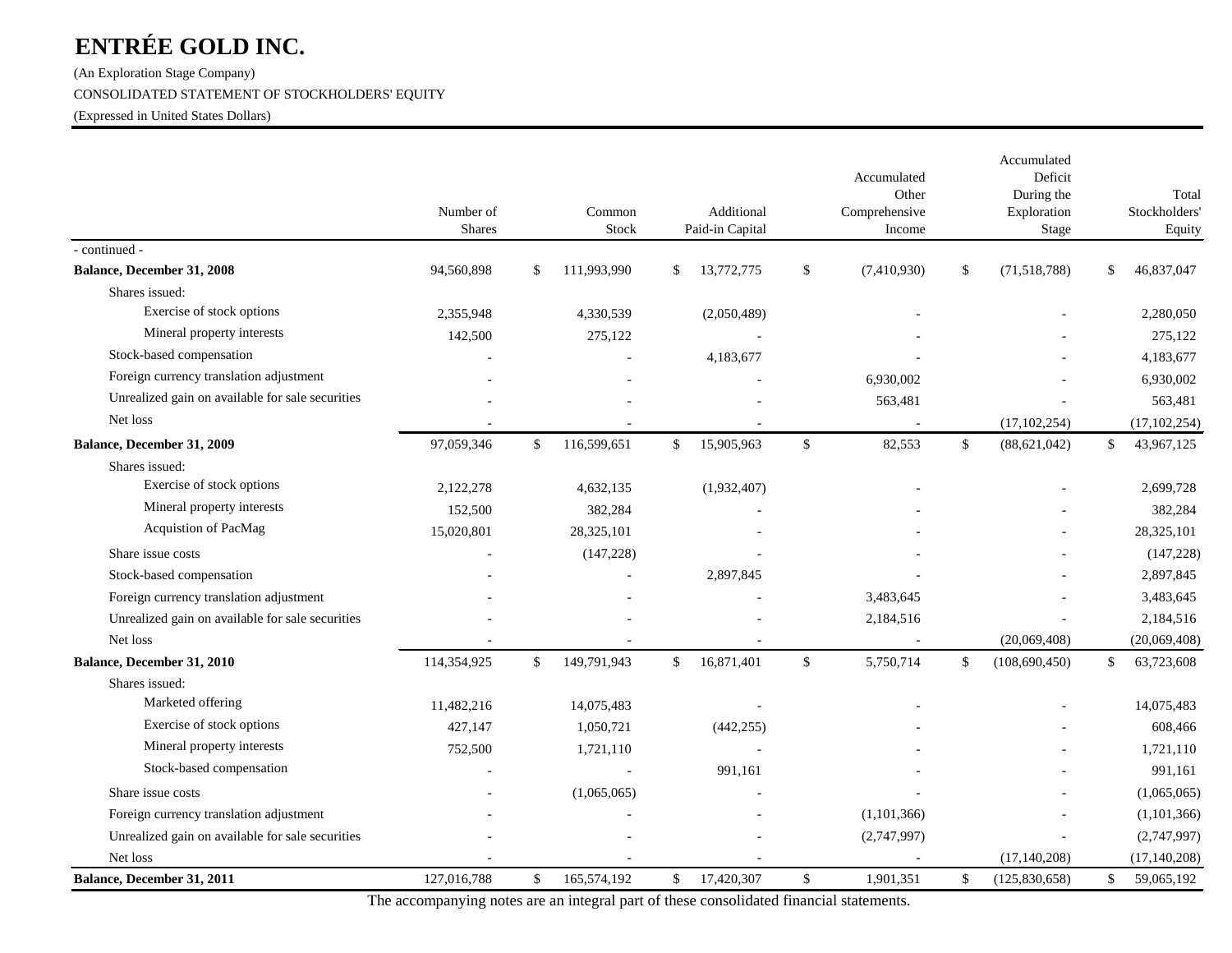# ENTRÉE GOLD INC.

(An Exploration Stage Company)

CONSOLIDATED STATEMENT OF STOCKHOLDERS' EQUITY

(Expressed in United States Dollars)

| | Number of Shares | Common Stock | Additional Paid-in Capital | Accumulated Other Comprehensive Income | Accumulated Deficit During the Exploration Stage | Total Stockholders' Equity |
|---|---|---|---|---|---|---|
| - continued - | | | | | | |
| **Balance, December 31, 2008** | 94,560,898 | $ 111,993,990 | $ 13,772,775 | $ (7,410,930) | $ (71,518,788) | $ 46,837,047 |
| Shares issued: | | | | | | |
| Exercise of stock options | 2,355,948 | 4,330,539 | (2,050,489) | - | - | 2,280,050 |
| Mineral property interests | 142,500 | 275,122 | - | - | - | 275,122 |
| Stock-based compensation | - | - | 4,183,677 | - | - | 4,183,677 |
| Foreign currency translation adjustment | - | - | - | 6,930,002 | - | 6,930,002 |
| Unrealized gain on available for sale securities | - | - | - | 563,481 | - | 563,481 |
| Net loss | - | - | - | - | (17,102,254) | (17,102,254) |
| **Balance, December 31, 2009** | 97,059,346 | $ 116,599,651 | $ 15,905,963 | $ 82,553 | $ (88,621,042) | $ 43,967,125 |
| Shares issued: | | | | | | |
| Exercise of stock options | 2,122,278 | 4,632,135 | (1,932,407) | - | - | 2,699,728 |
| Mineral property interests | 152,500 | 382,284 | - | - | - | 382,284 |
| Acquistion of PacMag | 15,020,801 | 28,325,101 | - | - | - | 28,325,101 |
| Share issue costs | - | (147,228) | - | - | - | (147,228) |
| Stock-based compensation | - | - | 2,897,845 | - | - | 2,897,845 |
| Foreign currency translation adjustment | - | - | - | 3,483,645 | - | 3,483,645 |
| Unrealized gain on available for sale securities | - | - | - | 2,184,516 | - | 2,184,516 |
| Net loss | - | - | - | - | (20,069,408) | (20,069,408) |
| **Balance, December 31, 2010** | 114,354,925 | $ 149,791,943 | $ 16,871,401 | $ 5,750,714 | $ (108,690,450) | $ 63,723,608 |
| Shares issued: | | | | | | |
| Marketed offering | 11,482,216 | 14,075,483 | - | - | - | 14,075,483 |
| Exercise of stock options | 427,147 | 1,050,721 | (442,255) | - | - | 608,466 |
| Mineral property interests | 752,500 | 1,721,110 | - | - | - | 1,721,110 |
| Stock-based compensation | - | - | 991,161 | - | - | 991,161 |
| Share issue costs | - | (1,065,065) | - | - | - | (1,065,065) |
| Foreign currency translation adjustment | - | - | - | (1,101,366) | - | (1,101,366) |
| Unrealized gain on available for sale securities | - | - | - | (2,747,997) | - | (2,747,997) |
| Net loss | - | - | - | - | (17,140,208) | (17,140,208) |
| **Balance, December 31, 2011** | 127,016,788 | $ 165,574,192 | $ 17,420,307 | $ 1,901,351 | $ (125,830,658) | $ 59,065,192 |

The accompanying notes are an integral part of these consolidated financial statements.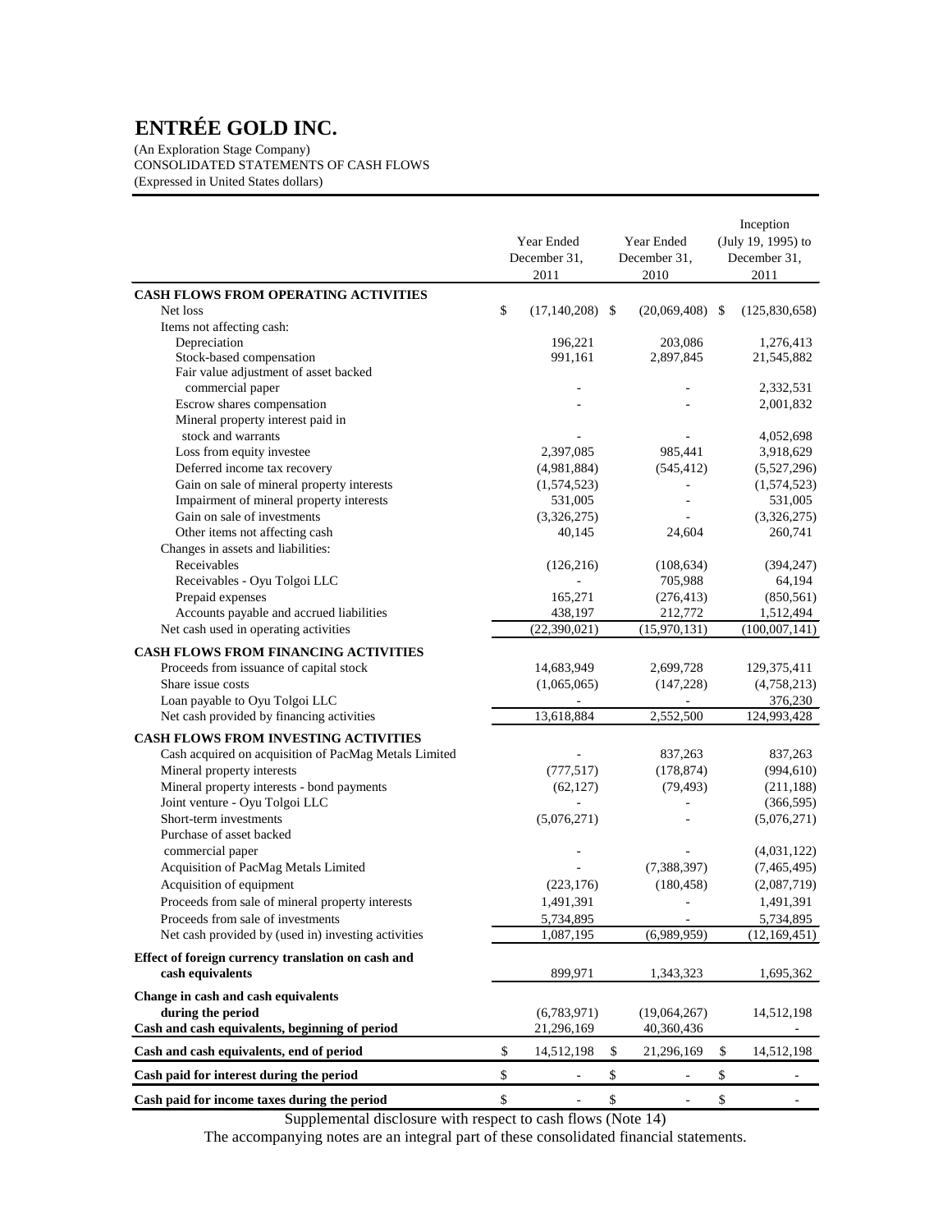# ENTRÉE GOLD INC.

(An Exploration Stage Company)
CONSOLIDATED STATEMENTS OF CASH FLOWS
(Expressed in United States dollars)

| | Year Ended December 31, 2011 | Year Ended December 31, 2010 | Inception (July 19, 1995) to December 31, 2011 |
|---|---|---|---|
| **CASH FLOWS FROM OPERATING ACTIVITIES** | | | |
| Net loss | $ (17,140,208) | $ (20,069,408) | $ (125,830,658) |
| Items not affecting cash: | | | |
| Depreciation | 196,221 | 203,086 | 1,276,413 |
| Stock-based compensation | 991,161 | 2,897,845 | 21,545,882 |
| Fair value adjustment of asset backed commercial paper | - | - | 2,332,531 |
| Escrow shares compensation | - | - | 2,001,832 |
| Mineral property interest paid in stock and warrants | - | - | 4,052,698 |
| Loss from equity investee | 2,397,085 | 985,441 | 3,918,629 |
| Deferred income tax recovery | (4,981,884) | (545,412) | (5,527,296) |
| Gain on sale of mineral property interests | (1,574,523) | - | (1,574,523) |
| Impairment of mineral property interests | 531,005 | - | 531,005 |
| Gain on sale of investments | (3,326,275) | - | (3,326,275) |
| Other items not affecting cash | 40,145 | 24,604 | 260,741 |
| Changes in assets and liabilities: | | | |
| Receivables | (126,216) | (108,634) | (394,247) |
| Receivables - Oyu Tolgoi LLC | - | 705,988 | 64,194 |
| Prepaid expenses | 165,271 | (276,413) | (850,561) |
| Accounts payable and accrued liabilities | 438,197 | 212,772 | 1,512,494 |
| Net cash used in operating activities | (22,390,021) | (15,970,131) | (100,007,141) |
| **CASH FLOWS FROM FINANCING ACTIVITIES** | | | |
| Proceeds from issuance of capital stock | 14,683,949 | 2,699,728 | 129,375,411 |
| Share issue costs | (1,065,065) | (147,228) | (4,758,213) |
| Loan payable to Oyu Tolgoi LLC | - | - | 376,230 |
| Net cash provided by financing activities | 13,618,884 | 2,552,500 | 124,993,428 |
| **CASH FLOWS FROM INVESTING ACTIVITIES** | | | |
| Cash acquired on acquisition of PacMag Metals Limited | - | 837,263 | 837,263 |
| Mineral property interests | (777,517) | (178,874) | (994,610) |
| Mineral property interests - bond payments | (62,127) | (79,493) | (211,188) |
| Joint venture - Oyu Tolgoi LLC | - | - | (366,595) |
| Short-term investments | (5,076,271) | - | (5,076,271) |
| Purchase of asset backed commercial paper | - | - | (4,031,122) |
| Acquisition of PacMag Metals Limited | - | (7,388,397) | (7,465,495) |
| Acquisition of equipment | (223,176) | (180,458) | (2,087,719) |
| Proceeds from sale of mineral property interests | 1,491,391 | - | 1,491,391 |
| Proceeds from sale of investments | 5,734,895 | - | 5,734,895 |
| Net cash provided by (used in) investing activities | 1,087,195 | (6,989,959) | (12,169,451) |
| **Effect of foreign currency translation on cash and cash equivalents** | 899,971 | 1,343,323 | 1,695,362 |
| **Change in cash and cash equivalents during the period** | (6,783,971) | (19,064,267) | 14,512,198 |
| **Cash and cash equivalents, beginning of period** | 21,296,169 | 40,360,436 | - |
| **Cash and cash equivalents, end of period** | $ 14,512,198 | $ 21,296,169 | $ 14,512,198 |
| **Cash paid for interest during the period** | $ - | $ - | $ - |
| **Cash paid for income taxes during the period** | $ - | $ - | $ - |

Supplemental disclosure with respect to cash flows (Note 14)

The accompanying notes are an integral part of these consolidated financial statements.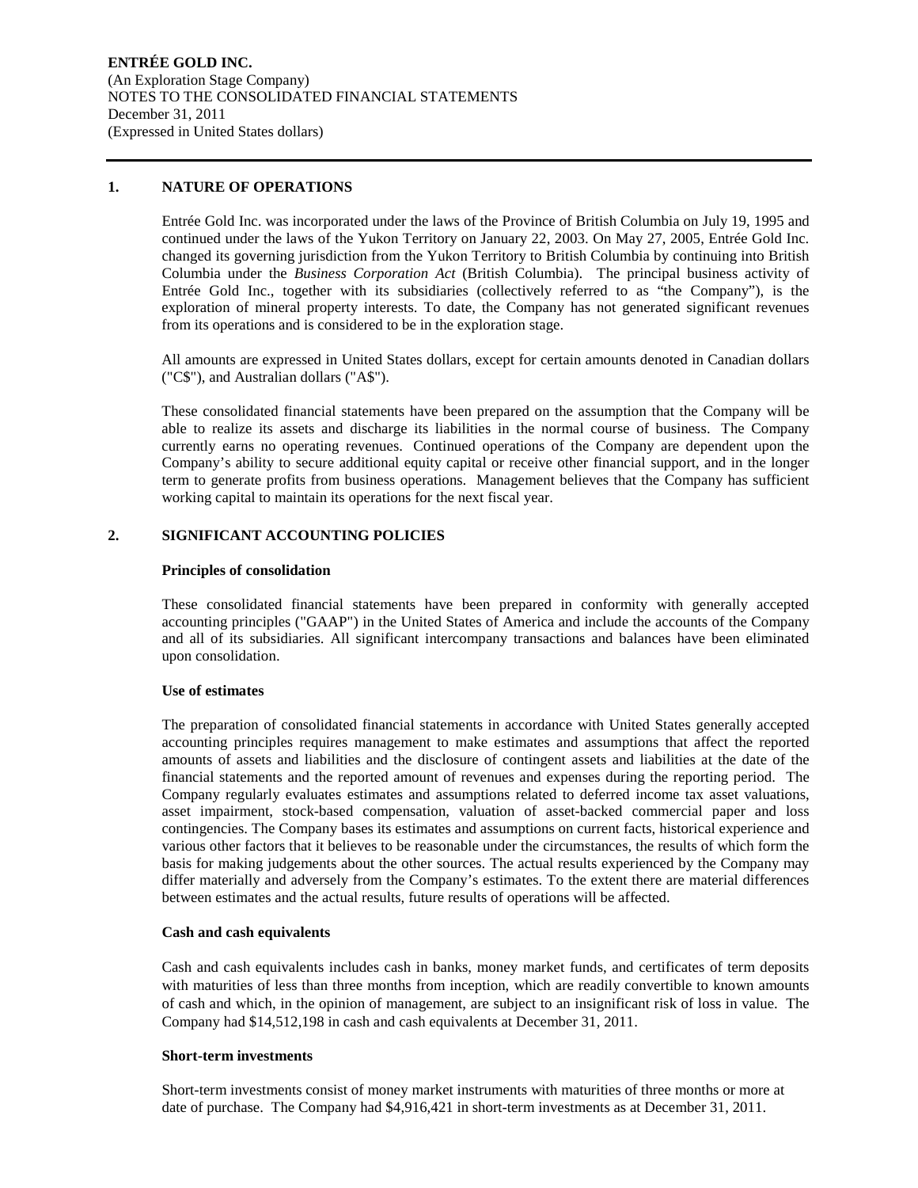## 1. NATURE OF OPERATIONS

Entrée Gold Inc. was incorporated under the laws of the Province of British Columbia on July 19, 1995 and continued under the laws of the Yukon Territory on January 22, 2003. On May 27, 2005, Entrée Gold Inc. changed its governing jurisdiction from the Yukon Territory to British Columbia by continuing into British Columbia under the *Business Corporation Act* (British Columbia). The principal business activity of Entrée Gold Inc., together with its subsidiaries (collectively referred to as "the Company"), is the exploration of mineral property interests. To date, the Company has not generated significant revenues from its operations and is considered to be in the exploration stage.

All amounts are expressed in United States dollars, except for certain amounts denoted in Canadian dollars ("C$"), and Australian dollars ("A$").

These consolidated financial statements have been prepared on the assumption that the Company will be able to realize its assets and discharge its liabilities in the normal course of business. The Company currently earns no operating revenues. Continued operations of the Company are dependent upon the Company's ability to secure additional equity capital or receive other financial support, and in the longer term to generate profits from business operations. Management believes that the Company has sufficient working capital to maintain its operations for the next fiscal year.

## 2. SIGNIFICANT ACCOUNTING POLICIES

**Principles of consolidation**

These consolidated financial statements have been prepared in conformity with generally accepted accounting principles ("GAAP") in the United States of America and include the accounts of the Company and all of its subsidiaries. All significant intercompany transactions and balances have been eliminated upon consolidation.

**Use of estimates**

The preparation of consolidated financial statements in accordance with United States generally accepted accounting principles requires management to make estimates and assumptions that affect the reported amounts of assets and liabilities and the disclosure of contingent assets and liabilities at the date of the financial statements and the reported amount of revenues and expenses during the reporting period. The Company regularly evaluates estimates and assumptions related to deferred income tax asset valuations, asset impairment, stock-based compensation, valuation of asset-backed commercial paper and loss contingencies. The Company bases its estimates and assumptions on current facts, historical experience and various other factors that it believes to be reasonable under the circumstances, the results of which form the basis for making judgements about the other sources. The actual results experienced by the Company may differ materially and adversely from the Company's estimates. To the extent there are material differences between estimates and the actual results, future results of operations will be affected.

**Cash and cash equivalents**

Cash and cash equivalents includes cash in banks, money market funds, and certificates of term deposits with maturities of less than three months from inception, which are readily convertible to known amounts of cash and which, in the opinion of management, are subject to an insignificant risk of loss in value. The Company had $14,512,198 in cash and cash equivalents at December 31, 2011.

**Short-term investments**

Short-term investments consist of money market instruments with maturities of three months or more at date of purchase. The Company had $4,916,421 in short-term investments as at December 31, 2011.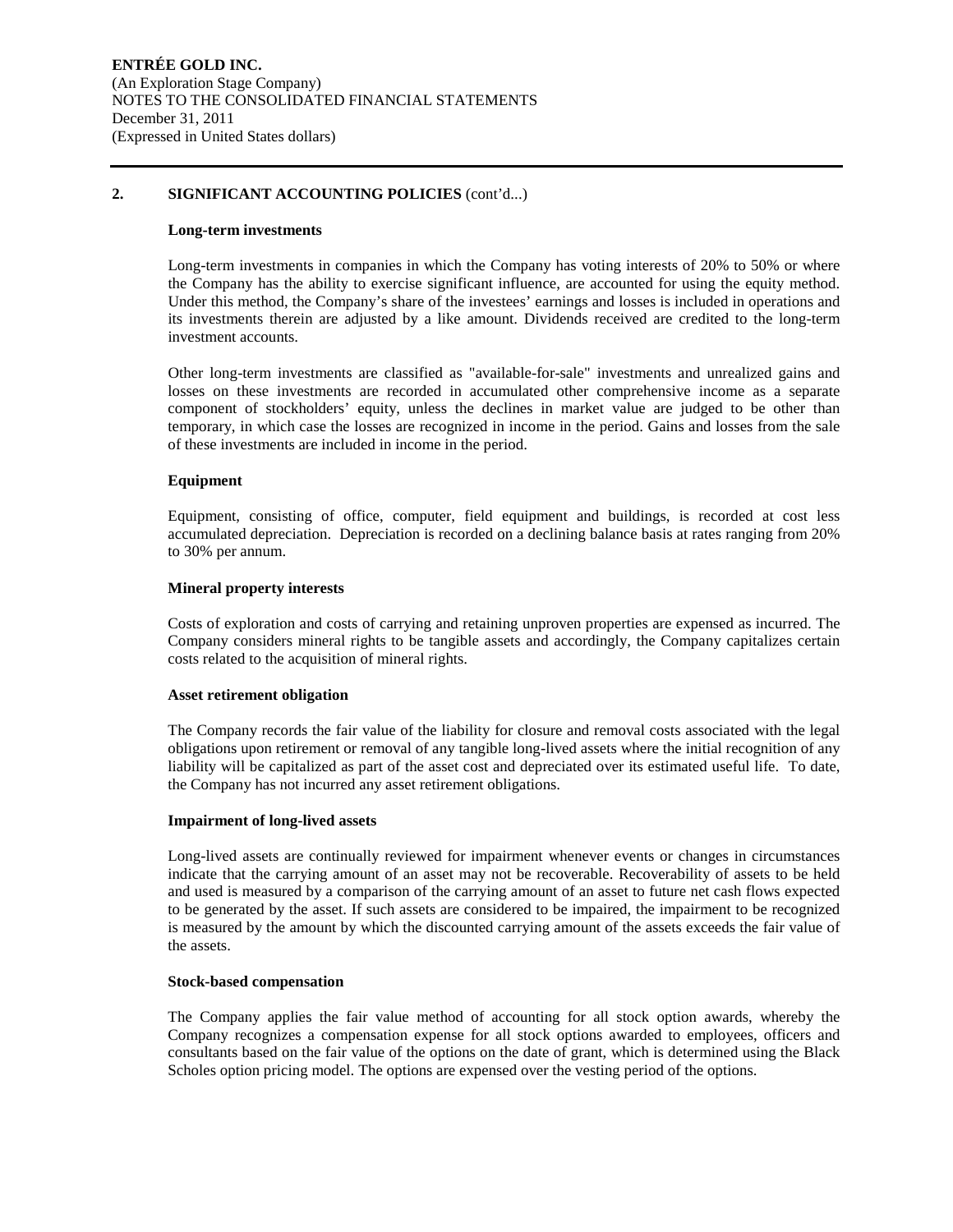## 2. SIGNIFICANT ACCOUNTING POLICIES (cont'd...)

### Long-term investments

Long-term investments in companies in which the Company has voting interests of 20% to 50% or where the Company has the ability to exercise significant influence, are accounted for using the equity method. Under this method, the Company's share of the investees' earnings and losses is included in operations and its investments therein are adjusted by a like amount. Dividends received are credited to the long-term investment accounts.

Other long-term investments are classified as "available-for-sale" investments and unrealized gains and losses on these investments are recorded in accumulated other comprehensive income as a separate component of stockholders' equity, unless the declines in market value are judged to be other than temporary, in which case the losses are recognized in income in the period. Gains and losses from the sale of these investments are included in income in the period.

### Equipment

Equipment, consisting of office, computer, field equipment and buildings, is recorded at cost less accumulated depreciation. Depreciation is recorded on a declining balance basis at rates ranging from 20% to 30% per annum.

### Mineral property interests

Costs of exploration and costs of carrying and retaining unproven properties are expensed as incurred. The Company considers mineral rights to be tangible assets and accordingly, the Company capitalizes certain costs related to the acquisition of mineral rights.

### Asset retirement obligation

The Company records the fair value of the liability for closure and removal costs associated with the legal obligations upon retirement or removal of any tangible long-lived assets where the initial recognition of any liability will be capitalized as part of the asset cost and depreciated over its estimated useful life. To date, the Company has not incurred any asset retirement obligations.

### Impairment of long-lived assets

Long-lived assets are continually reviewed for impairment whenever events or changes in circumstances indicate that the carrying amount of an asset may not be recoverable. Recoverability of assets to be held and used is measured by a comparison of the carrying amount of an asset to future net cash flows expected to be generated by the asset. If such assets are considered to be impaired, the impairment to be recognized is measured by the amount by which the discounted carrying amount of the assets exceeds the fair value of the assets.

### Stock-based compensation

The Company applies the fair value method of accounting for all stock option awards, whereby the Company recognizes a compensation expense for all stock options awarded to employees, officers and consultants based on the fair value of the options on the date of grant, which is determined using the Black Scholes option pricing model. The options are expensed over the vesting period of the options.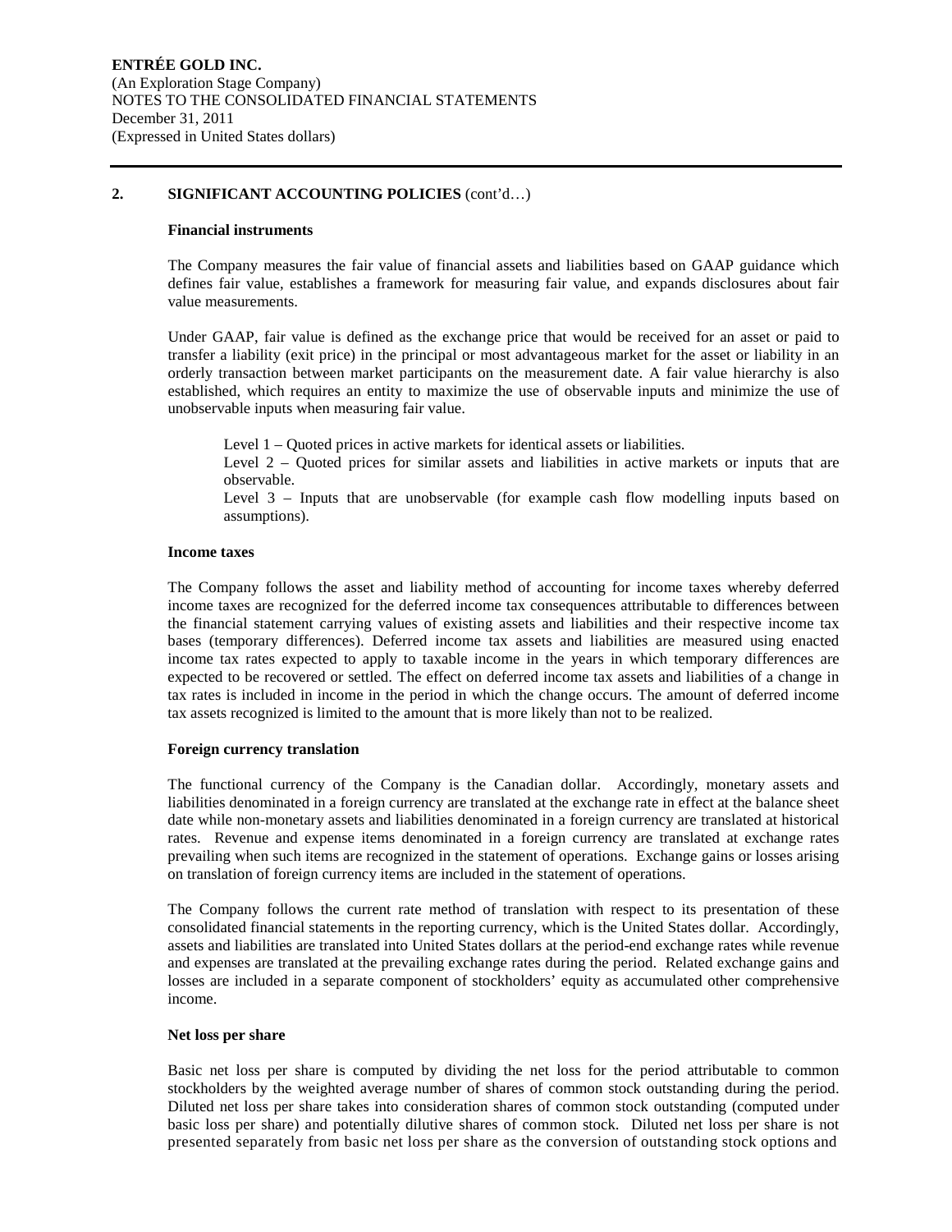## 2. SIGNIFICANT ACCOUNTING POLICIES (cont'd…)

### Financial instruments

The Company measures the fair value of financial assets and liabilities based on GAAP guidance which defines fair value, establishes a framework for measuring fair value, and expands disclosures about fair value measurements.

Under GAAP, fair value is defined as the exchange price that would be received for an asset or paid to transfer a liability (exit price) in the principal or most advantageous market for the asset or liability in an orderly transaction between market participants on the measurement date. A fair value hierarchy is also established, which requires an entity to maximize the use of observable inputs and minimize the use of unobservable inputs when measuring fair value.

Level 1 – Quoted prices in active markets for identical assets or liabilities.
Level 2 – Quoted prices for similar assets and liabilities in active markets or inputs that are observable.
Level 3 – Inputs that are unobservable (for example cash flow modelling inputs based on assumptions).

### Income taxes

The Company follows the asset and liability method of accounting for income taxes whereby deferred income taxes are recognized for the deferred income tax consequences attributable to differences between the financial statement carrying values of existing assets and liabilities and their respective income tax bases (temporary differences). Deferred income tax assets and liabilities are measured using enacted income tax rates expected to apply to taxable income in the years in which temporary differences are expected to be recovered or settled. The effect on deferred income tax assets and liabilities of a change in tax rates is included in income in the period in which the change occurs. The amount of deferred income tax assets recognized is limited to the amount that is more likely than not to be realized.

### Foreign currency translation

The functional currency of the Company is the Canadian dollar. Accordingly, monetary assets and liabilities denominated in a foreign currency are translated at the exchange rate in effect at the balance sheet date while non-monetary assets and liabilities denominated in a foreign currency are translated at historical rates. Revenue and expense items denominated in a foreign currency are translated at exchange rates prevailing when such items are recognized in the statement of operations. Exchange gains or losses arising on translation of foreign currency items are included in the statement of operations.

The Company follows the current rate method of translation with respect to its presentation of these consolidated financial statements in the reporting currency, which is the United States dollar. Accordingly, assets and liabilities are translated into United States dollars at the period-end exchange rates while revenue and expenses are translated at the prevailing exchange rates during the period. Related exchange gains and losses are included in a separate component of stockholders' equity as accumulated other comprehensive income.

### Net loss per share

Basic net loss per share is computed by dividing the net loss for the period attributable to common stockholders by the weighted average number of shares of common stock outstanding during the period. Diluted net loss per share takes into consideration shares of common stock outstanding (computed under basic loss per share) and potentially dilutive shares of common stock. Diluted net loss per share is not presented separately from basic net loss per share as the conversion of outstanding stock options and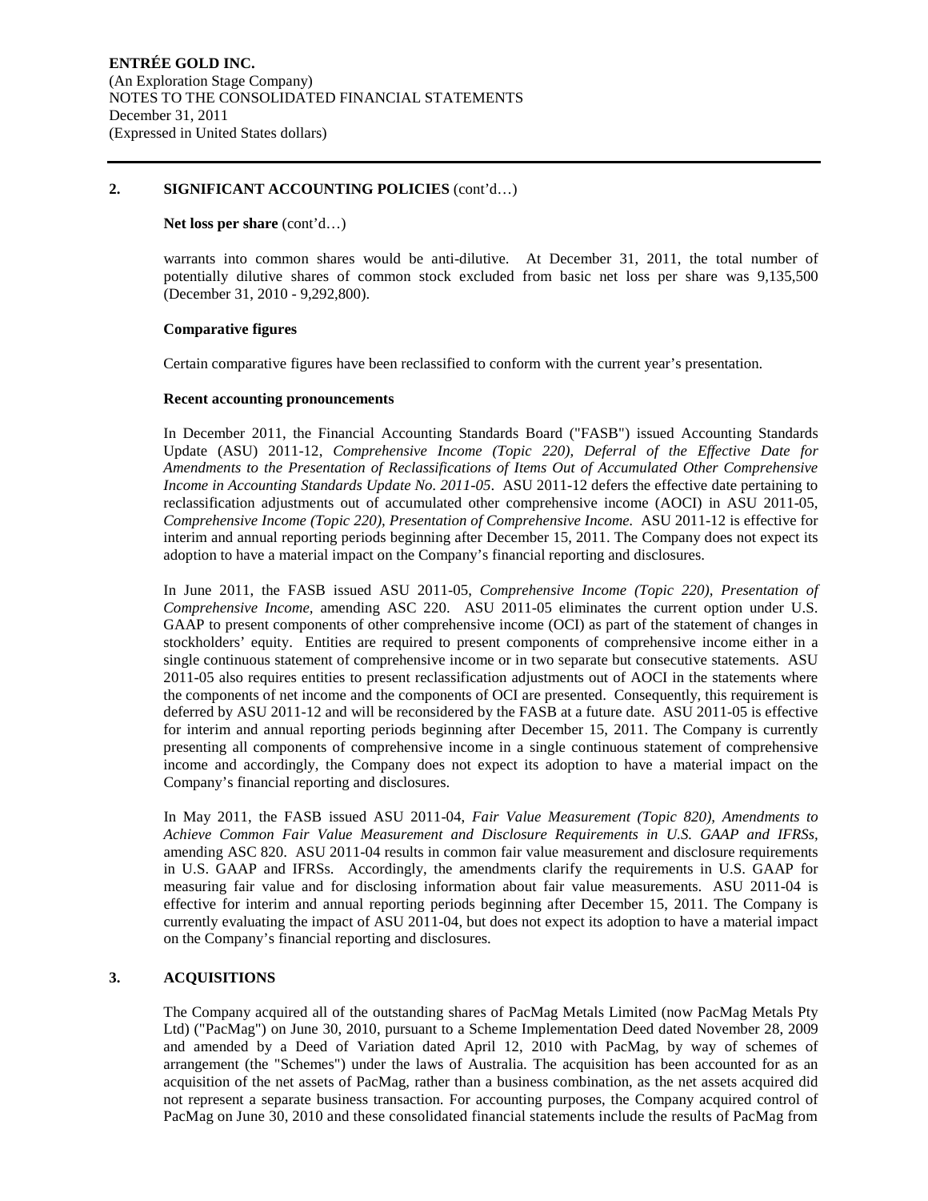## 2. SIGNIFICANT ACCOUNTING POLICIES (cont'd…)

**Net loss per share** (cont'd…)

warrants into common shares would be anti-dilutive. At December 31, 2011, the total number of potentially dilutive shares of common stock excluded from basic net loss per share was 9,135,500 (December 31, 2010 - 9,292,800).

**Comparative figures**

Certain comparative figures have been reclassified to conform with the current year's presentation.

**Recent accounting pronouncements**

In December 2011, the Financial Accounting Standards Board ("FASB") issued Accounting Standards Update (ASU) 2011-12, *Comprehensive Income (Topic 220), Deferral of the Effective Date for Amendments to the Presentation of Reclassifications of Items Out of Accumulated Other Comprehensive Income in Accounting Standards Update No. 2011-05*. ASU 2011-12 defers the effective date pertaining to reclassification adjustments out of accumulated other comprehensive income (AOCI) in ASU 2011-05, *Comprehensive Income (Topic 220), Presentation of Comprehensive Income.* ASU 2011-12 is effective for interim and annual reporting periods beginning after December 15, 2011. The Company does not expect its adoption to have a material impact on the Company's financial reporting and disclosures.

In June 2011, the FASB issued ASU 2011-05, *Comprehensive Income (Topic 220), Presentation of Comprehensive Income,* amending ASC 220. ASU 2011-05 eliminates the current option under U.S. GAAP to present components of other comprehensive income (OCI) as part of the statement of changes in stockholders' equity. Entities are required to present components of comprehensive income either in a single continuous statement of comprehensive income or in two separate but consecutive statements. ASU 2011-05 also requires entities to present reclassification adjustments out of AOCI in the statements where the components of net income and the components of OCI are presented. Consequently, this requirement is deferred by ASU 2011-12 and will be reconsidered by the FASB at a future date. ASU 2011-05 is effective for interim and annual reporting periods beginning after December 15, 2011. The Company is currently presenting all components of comprehensive income in a single continuous statement of comprehensive income and accordingly, the Company does not expect its adoption to have a material impact on the Company's financial reporting and disclosures.

In May 2011, the FASB issued ASU 2011-04, *Fair Value Measurement (Topic 820), Amendments to Achieve Common Fair Value Measurement and Disclosure Requirements in U.S. GAAP and IFRSs,* amending ASC 820. ASU 2011-04 results in common fair value measurement and disclosure requirements in U.S. GAAP and IFRSs. Accordingly, the amendments clarify the requirements in U.S. GAAP for measuring fair value and for disclosing information about fair value measurements. ASU 2011-04 is effective for interim and annual reporting periods beginning after December 15, 2011. The Company is currently evaluating the impact of ASU 2011-04, but does not expect its adoption to have a material impact on the Company's financial reporting and disclosures.

## 3. ACQUISITIONS

The Company acquired all of the outstanding shares of PacMag Metals Limited (now PacMag Metals Pty Ltd) ("PacMag") on June 30, 2010, pursuant to a Scheme Implementation Deed dated November 28, 2009 and amended by a Deed of Variation dated April 12, 2010 with PacMag, by way of schemes of arrangement (the "Schemes") under the laws of Australia. The acquisition has been accounted for as an acquisition of the net assets of PacMag, rather than a business combination, as the net assets acquired did not represent a separate business transaction. For accounting purposes, the Company acquired control of PacMag on June 30, 2010 and these consolidated financial statements include the results of PacMag from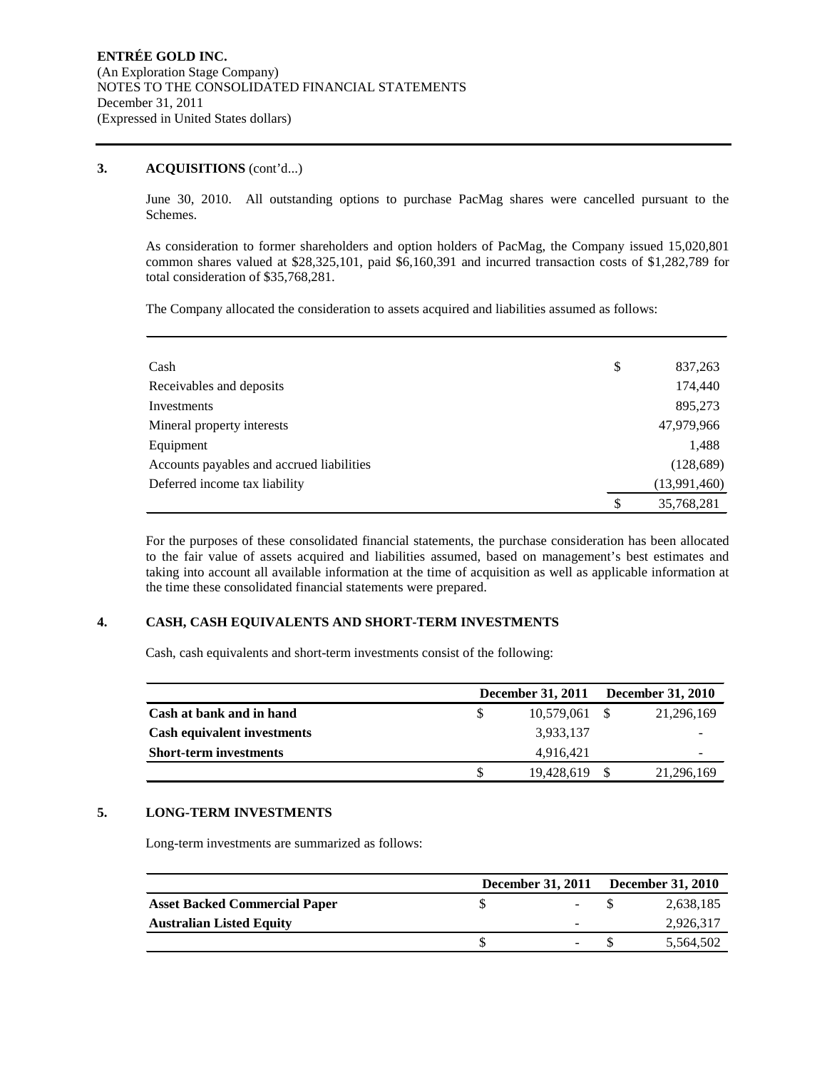## 3. ACQUISITIONS (cont'd...)

June 30, 2010. All outstanding options to purchase PacMag shares were cancelled pursuant to the Schemes.

As consideration to former shareholders and option holders of PacMag, the Company issued 15,020,801 common shares valued at $28,325,101, paid $6,160,391 and incurred transaction costs of $1,282,789 for total consideration of $35,768,281.

The Company allocated the consideration to assets acquired and liabilities assumed as follows:

| | | |
|---|---|---|
| Cash | $ | 837,263 |
| Receivables and deposits | | 174,440 |
| Investments | | 895,273 |
| Mineral property interests | | 47,979,966 |
| Equipment | | 1,488 |
| Accounts payables and accrued liabilities | | (128,689) |
| Deferred income tax liability | | (13,991,460) |
| | $ | 35,768,281 |

For the purposes of these consolidated financial statements, the purchase consideration has been allocated to the fair value of assets acquired and liabilities assumed, based on management's best estimates and taking into account all available information at the time of acquisition as well as applicable information at the time these consolidated financial statements were prepared.

## 4. CASH, CASH EQUIVALENTS AND SHORT-TERM INVESTMENTS

Cash, cash equivalents and short-term investments consist of the following:

| | | December 31, 2011 | | December 31, 2010 |
|---|---|---|---|---|
| **Cash at bank and in hand** | $ | 10,579,061 | $ | 21,296,169 |
| **Cash equivalent investments** | | 3,933,137 | | - |
| **Short-term investments** | | 4,916,421 | | - |
| | $ | 19,428,619 | $ | 21,296,169 |

## 5. LONG-TERM INVESTMENTS

Long-term investments are summarized as follows:

| | | December 31, 2011 | | December 31, 2010 |
|---|---|---|---|---|
| **Asset Backed Commercial Paper** | $ | - | $ | 2,638,185 |
| **Australian Listed Equity** | | - | | 2,926,317 |
| | $ | - | $ | 5,564,502 |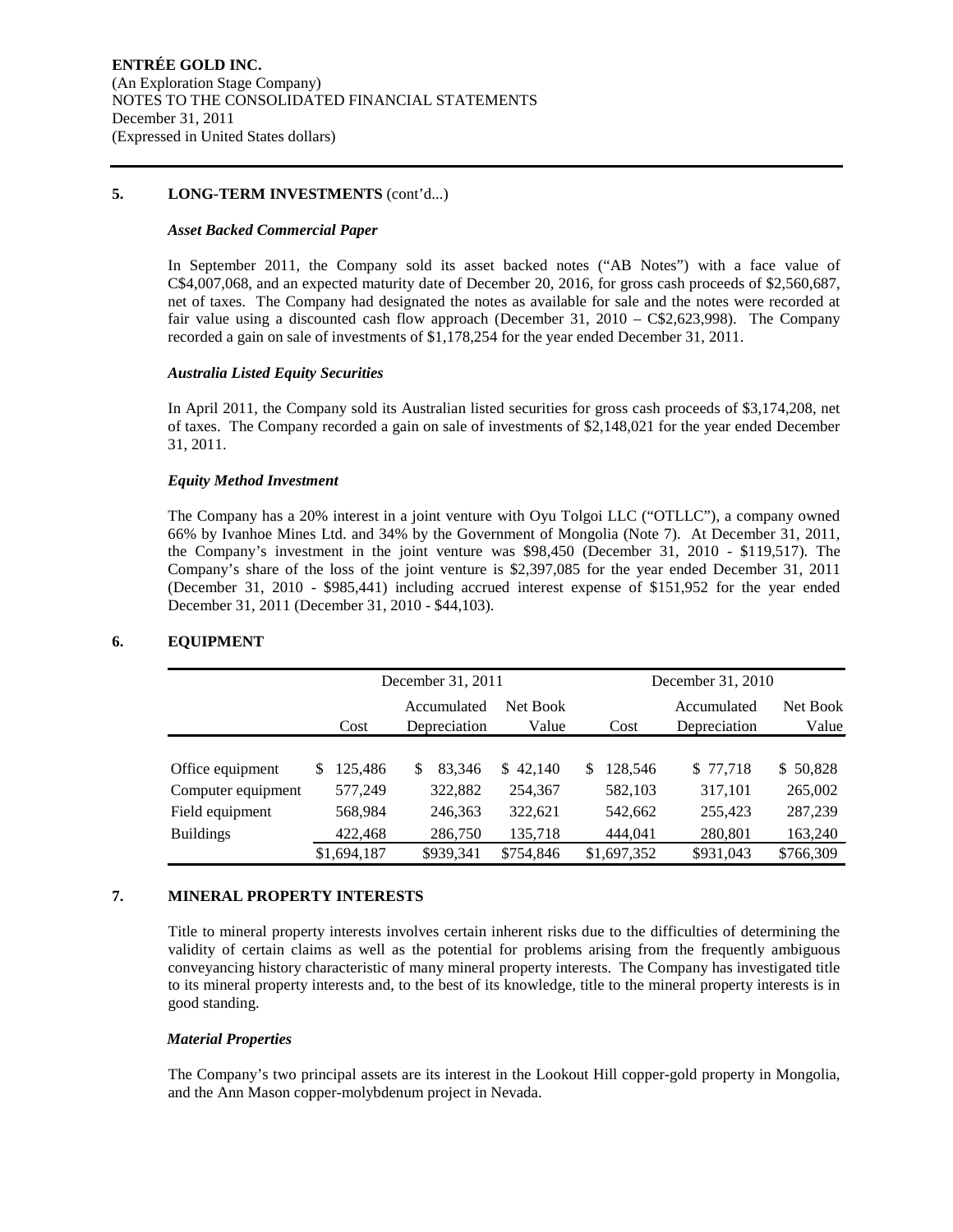ENTRÉE GOLD INC.
(An Exploration Stage Company)
NOTES TO THE CONSOLIDATED FINANCIAL STATEMENTS
December 31, 2011
(Expressed in United States dollars)

## 5. LONG-TERM INVESTMENTS (cont'd...)

### *Asset Backed Commercial Paper*

In September 2011, the Company sold its asset backed notes ("AB Notes") with a face value of C$4,007,068, and an expected maturity date of December 20, 2016, for gross cash proceeds of $2,560,687, net of taxes. The Company had designated the notes as available for sale and the notes were recorded at fair value using a discounted cash flow approach (December 31, 2010 – C$2,623,998). The Company recorded a gain on sale of investments of $1,178,254 for the year ended December 31, 2011.

### *Australia Listed Equity Securities*

In April 2011, the Company sold its Australian listed securities for gross cash proceeds of $3,174,208, net of taxes. The Company recorded a gain on sale of investments of $2,148,021 for the year ended December 31, 2011.

### *Equity Method Investment*

The Company has a 20% interest in a joint venture with Oyu Tolgoi LLC ("OTLLC"), a company owned 66% by Ivanhoe Mines Ltd. and 34% by the Government of Mongolia (Note 7). At December 31, 2011, the Company's investment in the joint venture was $98,450 (December 31, 2010 - $119,517). The Company's share of the loss of the joint venture is $2,397,085 for the year ended December 31, 2011 (December 31, 2010 - $985,441) including accrued interest expense of $151,952 for the year ended December 31, 2011 (December 31, 2010 - $44,103).

## 6. EQUIPMENT

| | December 31, 2011 | | | December 31, 2010 | | |
|---|---|---|---|---|---|---|
| | Cost | Accumulated Depreciation | Net Book Value | Cost | Accumulated Depreciation | Net Book Value |
| Office equipment | $ 125,486 | $ 83,346 | $ 42,140 | $ 128,546 | $ 77,718 | $ 50,828 |
| Computer equipment | 577,249 | 322,882 | 254,367 | 582,103 | 317,101 | 265,002 |
| Field equipment | 568,984 | 246,363 | 322,621 | 542,662 | 255,423 | 287,239 |
| Buildings | 422,468 | 286,750 | 135,718 | 444,041 | 280,801 | 163,240 |
| | $1,694,187 | $939,341 | $754,846 | $1,697,352 | $931,043 | $766,309 |

## 7. MINERAL PROPERTY INTERESTS

Title to mineral property interests involves certain inherent risks due to the difficulties of determining the validity of certain claims as well as the potential for problems arising from the frequently ambiguous conveyancing history characteristic of many mineral property interests. The Company has investigated title to its mineral property interests and, to the best of its knowledge, title to the mineral property interests is in good standing.

### *Material Properties*

The Company's two principal assets are its interest in the Lookout Hill copper-gold property in Mongolia, and the Ann Mason copper-molybdenum project in Nevada.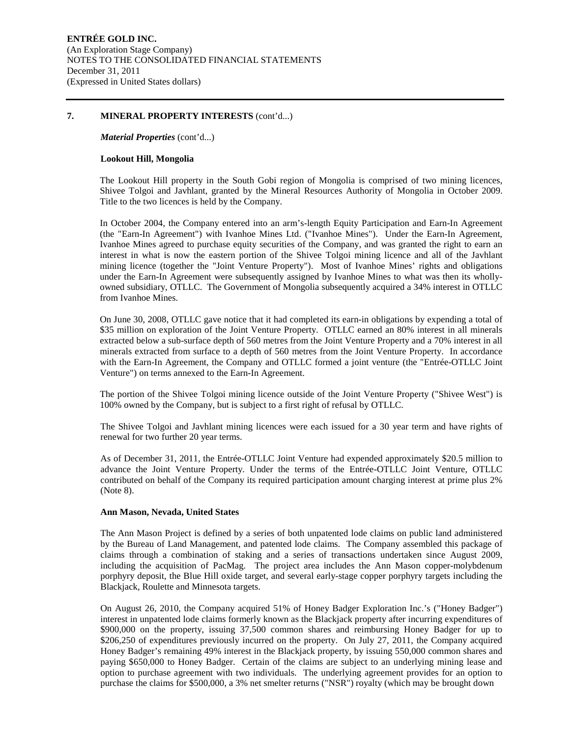## 7. MINERAL PROPERTY INTERESTS (cont'd...)

*Material Properties* (cont'd...)

### Lookout Hill, Mongolia

The Lookout Hill property in the South Gobi region of Mongolia is comprised of two mining licences, Shivee Tolgoi and Javhlant, granted by the Mineral Resources Authority of Mongolia in October 2009. Title to the two licences is held by the Company.

In October 2004, the Company entered into an arm's-length Equity Participation and Earn-In Agreement (the "Earn-In Agreement") with Ivanhoe Mines Ltd. ("Ivanhoe Mines"). Under the Earn-In Agreement, Ivanhoe Mines agreed to purchase equity securities of the Company, and was granted the right to earn an interest in what is now the eastern portion of the Shivee Tolgoi mining licence and all of the Javhlant mining licence (together the "Joint Venture Property"). Most of Ivanhoe Mines' rights and obligations under the Earn-In Agreement were subsequently assigned by Ivanhoe Mines to what was then its wholly-owned subsidiary, OTLLC. The Government of Mongolia subsequently acquired a 34% interest in OTLLC from Ivanhoe Mines.

On June 30, 2008, OTLLC gave notice that it had completed its earn-in obligations by expending a total of \$35 million on exploration of the Joint Venture Property. OTLLC earned an 80% interest in all minerals extracted below a sub-surface depth of 560 metres from the Joint Venture Property and a 70% interest in all minerals extracted from surface to a depth of 560 metres from the Joint Venture Property. In accordance with the Earn-In Agreement, the Company and OTLLC formed a joint venture (the "Entrée-OTLLC Joint Venture") on terms annexed to the Earn-In Agreement.

The portion of the Shivee Tolgoi mining licence outside of the Joint Venture Property ("Shivee West") is 100% owned by the Company, but is subject to a first right of refusal by OTLLC.

The Shivee Tolgoi and Javhlant mining licences were each issued for a 30 year term and have rights of renewal for two further 20 year terms.

As of December 31, 2011, the Entrée-OTLLC Joint Venture had expended approximately \$20.5 million to advance the Joint Venture Property. Under the terms of the Entrée-OTLLC Joint Venture, OTLLC contributed on behalf of the Company its required participation amount charging interest at prime plus 2% (Note 8).

### Ann Mason, Nevada, United States

The Ann Mason Project is defined by a series of both unpatented lode claims on public land administered by the Bureau of Land Management, and patented lode claims. The Company assembled this package of claims through a combination of staking and a series of transactions undertaken since August 2009, including the acquisition of PacMag. The project area includes the Ann Mason copper-molybdenum porphyry deposit, the Blue Hill oxide target, and several early-stage copper porphyry targets including the Blackjack, Roulette and Minnesota targets.

On August 26, 2010, the Company acquired 51% of Honey Badger Exploration Inc.'s ("Honey Badger") interest in unpatented lode claims formerly known as the Blackjack property after incurring expenditures of \$900,000 on the property, issuing 37,500 common shares and reimbursing Honey Badger for up to \$206,250 of expenditures previously incurred on the property. On July 27, 2011, the Company acquired Honey Badger's remaining 49% interest in the Blackjack property, by issuing 550,000 common shares and paying \$650,000 to Honey Badger. Certain of the claims are subject to an underlying mining lease and option to purchase agreement with two individuals. The underlying agreement provides for an option to purchase the claims for \$500,000, a 3% net smelter returns ("NSR") royalty (which may be brought down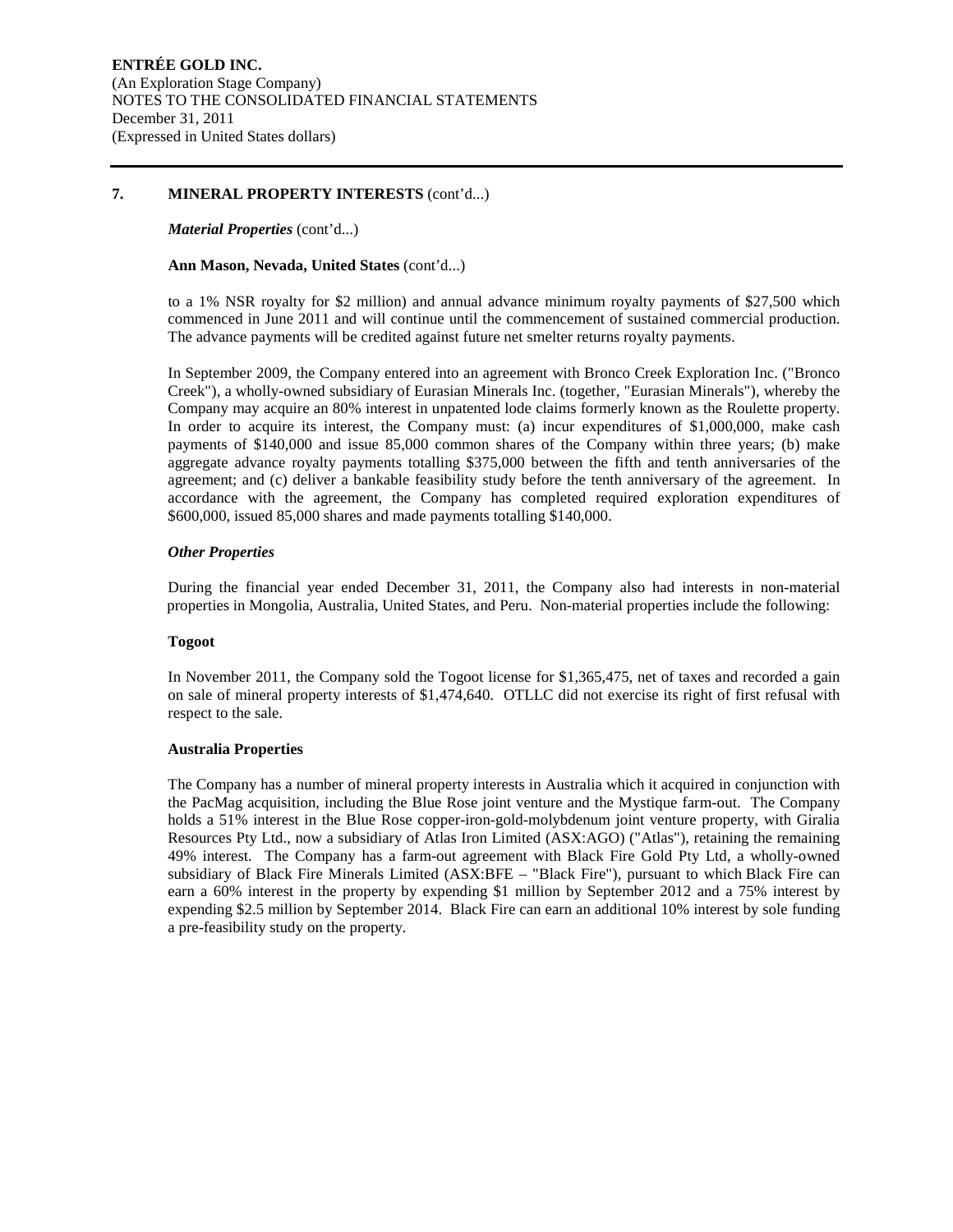## 7. MINERAL PROPERTY INTERESTS (cont'd...)

***Material Properties*** (cont'd...)

**Ann Mason, Nevada, United States** (cont'd...)

to a 1% NSR royalty for $2 million) and annual advance minimum royalty payments of $27,500 which commenced in June 2011 and will continue until the commencement of sustained commercial production. The advance payments will be credited against future net smelter returns royalty payments.

In September 2009, the Company entered into an agreement with Bronco Creek Exploration Inc. ("Bronco Creek"), a wholly-owned subsidiary of Eurasian Minerals Inc. (together, "Eurasian Minerals"), whereby the Company may acquire an 80% interest in unpatented lode claims formerly known as the Roulette property. In order to acquire its interest, the Company must: (a) incur expenditures of $1,000,000, make cash payments of $140,000 and issue 85,000 common shares of the Company within three years; (b) make aggregate advance royalty payments totalling $375,000 between the fifth and tenth anniversaries of the agreement; and (c) deliver a bankable feasibility study before the tenth anniversary of the agreement. In accordance with the agreement, the Company has completed required exploration expenditures of $600,000, issued 85,000 shares and made payments totalling $140,000.

***Other Properties***

During the financial year ended December 31, 2011, the Company also had interests in non-material properties in Mongolia, Australia, United States, and Peru. Non-material properties include the following:

**Togoot**

In November 2011, the Company sold the Togoot license for $1,365,475, net of taxes and recorded a gain on sale of mineral property interests of $1,474,640. OTLLC did not exercise its right of first refusal with respect to the sale.

**Australia Properties**

The Company has a number of mineral property interests in Australia which it acquired in conjunction with the PacMag acquisition, including the Blue Rose joint venture and the Mystique farm-out. The Company holds a 51% interest in the Blue Rose copper-iron-gold-molybdenum joint venture property, with Giralia Resources Pty Ltd., now a subsidiary of Atlas Iron Limited (ASX:AGO) ("Atlas"), retaining the remaining 49% interest. The Company has a farm-out agreement with Black Fire Gold Pty Ltd, a wholly-owned subsidiary of Black Fire Minerals Limited (ASX:BFE – "Black Fire"), pursuant to which Black Fire can earn a 60% interest in the property by expending $1 million by September 2012 and a 75% interest by expending $2.5 million by September 2014. Black Fire can earn an additional 10% interest by sole funding a pre-feasibility study on the property.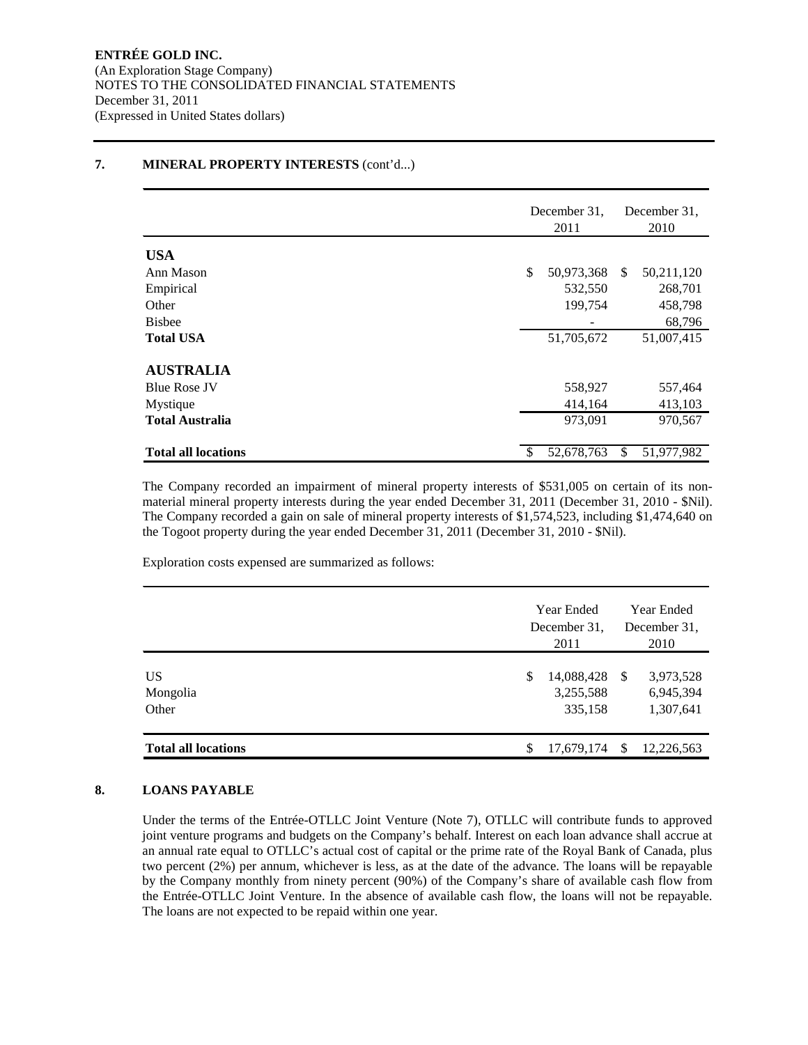## 7. MINERAL PROPERTY INTERESTS (cont'd...)

| | December 31, 2011 | December 31, 2010 |
|---|---|---|
| **USA** | | |
| Ann Mason | $ 50,973,368 | $ 50,211,120 |
| Empirical | 532,550 | 268,701 |
| Other | 199,754 | 458,798 |
| Bisbee | - | 68,796 |
| **Total USA** | 51,705,672 | 51,007,415 |
| **AUSTRALIA** | | |
| Blue Rose JV | 558,927 | 557,464 |
| Mystique | 414,164 | 413,103 |
| **Total Australia** | 973,091 | 970,567 |
| **Total all locations** | $ 52,678,763 | $ 51,977,982 |

The Company recorded an impairment of mineral property interests of $531,005 on certain of its non-material mineral property interests during the year ended December 31, 2011 (December 31, 2010 - $Nil). The Company recorded a gain on sale of mineral property interests of $1,574,523, including $1,474,640 on the Togoot property during the year ended December 31, 2011 (December 31, 2010 - $Nil).

Exploration costs expensed are summarized as follows:

| | Year Ended December 31, 2011 | Year Ended December 31, 2010 |
|---|---|---|
| US | $ 14,088,428 | $ 3,973,528 |
| Mongolia | 3,255,588 | 6,945,394 |
| Other | 335,158 | 1,307,641 |
| **Total all locations** | $ 17,679,174 | $ 12,226,563 |

## 8. LOANS PAYABLE

Under the terms of the Entrée-OTLLC Joint Venture (Note 7), OTLLC will contribute funds to approved joint venture programs and budgets on the Company's behalf. Interest on each loan advance shall accrue at an annual rate equal to OTLLC's actual cost of capital or the prime rate of the Royal Bank of Canada, plus two percent (2%) per annum, whichever is less, as at the date of the advance. The loans will be repayable by the Company monthly from ninety percent (90%) of the Company's share of available cash flow from the Entrée-OTLLC Joint Venture. In the absence of available cash flow, the loans will not be repayable. The loans are not expected to be repaid within one year.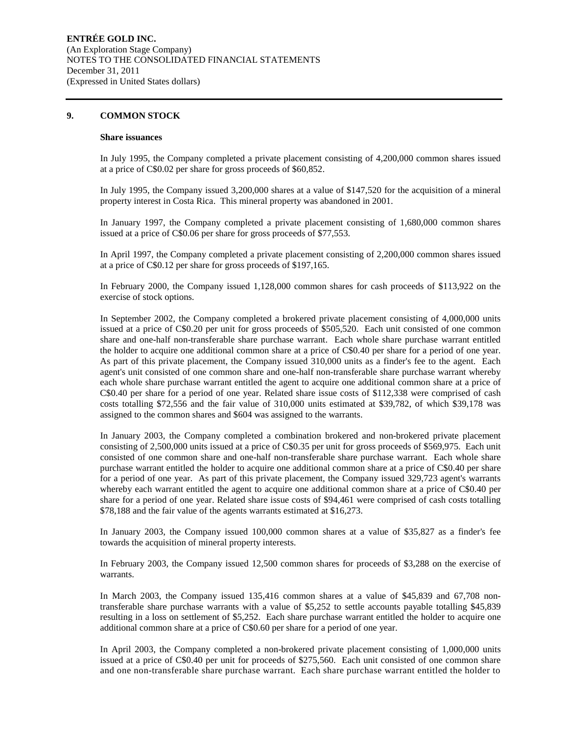## 9. COMMON STOCK

**Share issuances**

In July 1995, the Company completed a private placement consisting of 4,200,000 common shares issued at a price of C$0.02 per share for gross proceeds of $60,852.

In July 1995, the Company issued 3,200,000 shares at a value of $147,520 for the acquisition of a mineral property interest in Costa Rica. This mineral property was abandoned in 2001.

In January 1997, the Company completed a private placement consisting of 1,680,000 common shares issued at a price of C$0.06 per share for gross proceeds of $77,553.

In April 1997, the Company completed a private placement consisting of 2,200,000 common shares issued at a price of C$0.12 per share for gross proceeds of $197,165.

In February 2000, the Company issued 1,128,000 common shares for cash proceeds of $113,922 on the exercise of stock options.

In September 2002, the Company completed a brokered private placement consisting of 4,000,000 units issued at a price of C$0.20 per unit for gross proceeds of $505,520. Each unit consisted of one common share and one-half non-transferable share purchase warrant. Each whole share purchase warrant entitled the holder to acquire one additional common share at a price of C$0.40 per share for a period of one year. As part of this private placement, the Company issued 310,000 units as a finder's fee to the agent. Each agent's unit consisted of one common share and one-half non-transferable share purchase warrant whereby each whole share purchase warrant entitled the agent to acquire one additional common share at a price of C$0.40 per share for a period of one year. Related share issue costs of $112,338 were comprised of cash costs totalling $72,556 and the fair value of 310,000 units estimated at $39,782, of which $39,178 was assigned to the common shares and $604 was assigned to the warrants.

In January 2003, the Company completed a combination brokered and non-brokered private placement consisting of 2,500,000 units issued at a price of C$0.35 per unit for gross proceeds of $569,975. Each unit consisted of one common share and one-half non-transferable share purchase warrant. Each whole share purchase warrant entitled the holder to acquire one additional common share at a price of C$0.40 per share for a period of one year. As part of this private placement, the Company issued 329,723 agent's warrants whereby each warrant entitled the agent to acquire one additional common share at a price of C$0.40 per share for a period of one year. Related share issue costs of $94,461 were comprised of cash costs totalling $78,188 and the fair value of the agents warrants estimated at $16,273.

In January 2003, the Company issued 100,000 common shares at a value of $35,827 as a finder's fee towards the acquisition of mineral property interests.

In February 2003, the Company issued 12,500 common shares for proceeds of $3,288 on the exercise of warrants.

In March 2003, the Company issued 135,416 common shares at a value of $45,839 and 67,708 non-transferable share purchase warrants with a value of $5,252 to settle accounts payable totalling $45,839 resulting in a loss on settlement of $5,252. Each share purchase warrant entitled the holder to acquire one additional common share at a price of C$0.60 per share for a period of one year.

In April 2003, the Company completed a non-brokered private placement consisting of 1,000,000 units issued at a price of C$0.40 per unit for proceeds of $275,560. Each unit consisted of one common share and one non-transferable share purchase warrant. Each share purchase warrant entitled the holder to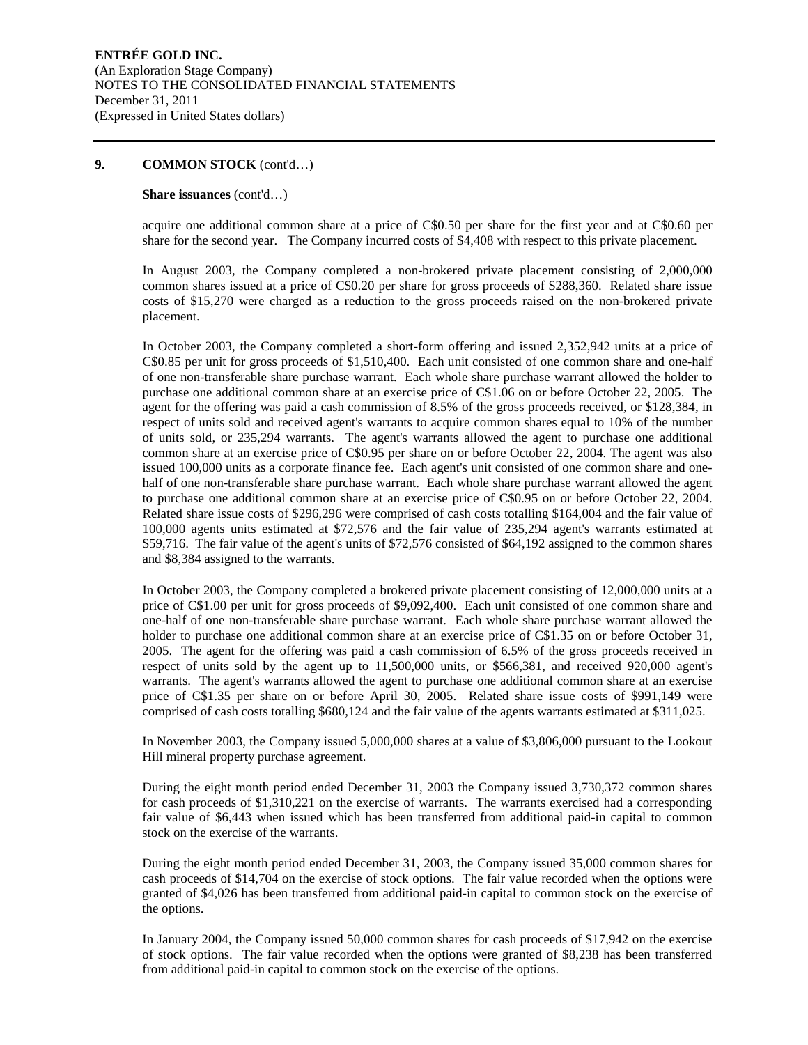## 9. COMMON STOCK (cont'd…)

**Share issuances** (cont'd…)

acquire one additional common share at a price of C$0.50 per share for the first year and at C$0.60 per share for the second year. The Company incurred costs of $4,408 with respect to this private placement.

In August 2003, the Company completed a non-brokered private placement consisting of 2,000,000 common shares issued at a price of C$0.20 per share for gross proceeds of $288,360. Related share issue costs of $15,270 were charged as a reduction to the gross proceeds raised on the non-brokered private placement.

In October 2003, the Company completed a short-form offering and issued 2,352,942 units at a price of C$0.85 per unit for gross proceeds of $1,510,400. Each unit consisted of one common share and one-half of one non-transferable share purchase warrant. Each whole share purchase warrant allowed the holder to purchase one additional common share at an exercise price of C$1.06 on or before October 22, 2005. The agent for the offering was paid a cash commission of 8.5% of the gross proceeds received, or $128,384, in respect of units sold and received agent's warrants to acquire common shares equal to 10% of the number of units sold, or 235,294 warrants. The agent's warrants allowed the agent to purchase one additional common share at an exercise price of C$0.95 per share on or before October 22, 2004. The agent was also issued 100,000 units as a corporate finance fee. Each agent's unit consisted of one common share and one-half of one non-transferable share purchase warrant. Each whole share purchase warrant allowed the agent to purchase one additional common share at an exercise price of C$0.95 on or before October 22, 2004. Related share issue costs of $296,296 were comprised of cash costs totalling $164,004 and the fair value of 100,000 agents units estimated at $72,576 and the fair value of 235,294 agent's warrants estimated at $59,716. The fair value of the agent's units of $72,576 consisted of $64,192 assigned to the common shares and $8,384 assigned to the warrants.

In October 2003, the Company completed a brokered private placement consisting of 12,000,000 units at a price of C$1.00 per unit for gross proceeds of $9,092,400. Each unit consisted of one common share and one-half of one non-transferable share purchase warrant. Each whole share purchase warrant allowed the holder to purchase one additional common share at an exercise price of C$1.35 on or before October 31, 2005. The agent for the offering was paid a cash commission of 6.5% of the gross proceeds received in respect of units sold by the agent up to 11,500,000 units, or $566,381, and received 920,000 agent's warrants. The agent's warrants allowed the agent to purchase one additional common share at an exercise price of C$1.35 per share on or before April 30, 2005. Related share issue costs of $991,149 were comprised of cash costs totalling $680,124 and the fair value of the agents warrants estimated at $311,025.

In November 2003, the Company issued 5,000,000 shares at a value of $3,806,000 pursuant to the Lookout Hill mineral property purchase agreement.

During the eight month period ended December 31, 2003 the Company issued 3,730,372 common shares for cash proceeds of $1,310,221 on the exercise of warrants. The warrants exercised had a corresponding fair value of $6,443 when issued which has been transferred from additional paid-in capital to common stock on the exercise of the warrants.

During the eight month period ended December 31, 2003, the Company issued 35,000 common shares for cash proceeds of $14,704 on the exercise of stock options. The fair value recorded when the options were granted of $4,026 has been transferred from additional paid-in capital to common stock on the exercise of the options.

In January 2004, the Company issued 50,000 common shares for cash proceeds of $17,942 on the exercise of stock options. The fair value recorded when the options were granted of $8,238 has been transferred from additional paid-in capital to common stock on the exercise of the options.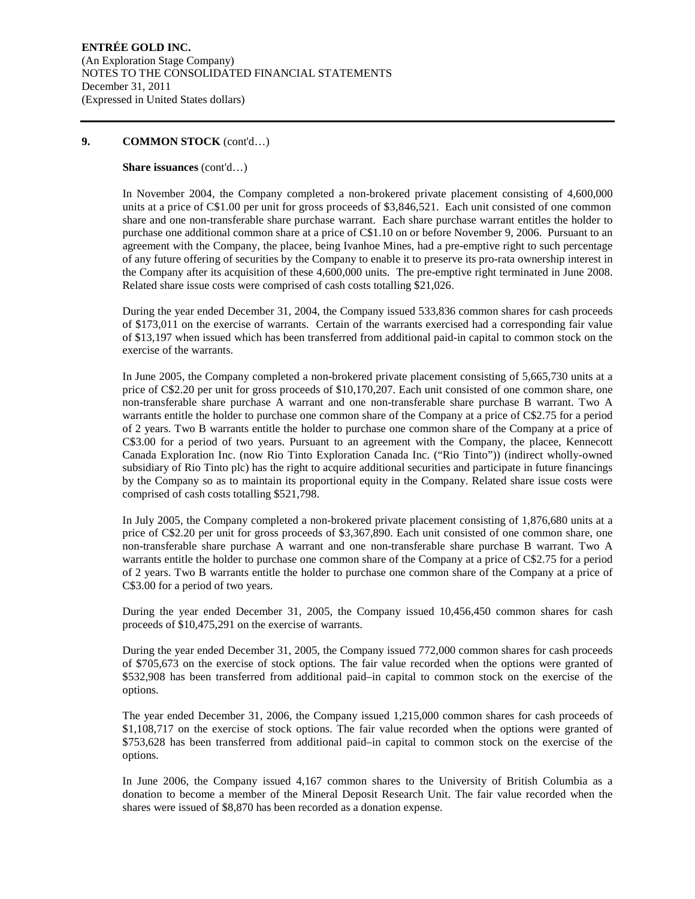## 9. COMMON STOCK (cont'd…)

**Share issuances** (cont'd…)

In November 2004, the Company completed a non-brokered private placement consisting of 4,600,000 units at a price of C$1.00 per unit for gross proceeds of $3,846,521. Each unit consisted of one common share and one non-transferable share purchase warrant. Each share purchase warrant entitles the holder to purchase one additional common share at a price of C$1.10 on or before November 9, 2006. Pursuant to an agreement with the Company, the placee, being Ivanhoe Mines, had a pre-emptive right to such percentage of any future offering of securities by the Company to enable it to preserve its pro-rata ownership interest in the Company after its acquisition of these 4,600,000 units. The pre-emptive right terminated in June 2008. Related share issue costs were comprised of cash costs totalling $21,026.

During the year ended December 31, 2004, the Company issued 533,836 common shares for cash proceeds of $173,011 on the exercise of warrants. Certain of the warrants exercised had a corresponding fair value of $13,197 when issued which has been transferred from additional paid-in capital to common stock on the exercise of the warrants.

In June 2005, the Company completed a non-brokered private placement consisting of 5,665,730 units at a price of C$2.20 per unit for gross proceeds of $10,170,207. Each unit consisted of one common share, one non-transferable share purchase A warrant and one non-transferable share purchase B warrant. Two A warrants entitle the holder to purchase one common share of the Company at a price of C$2.75 for a period of 2 years. Two B warrants entitle the holder to purchase one common share of the Company at a price of C$3.00 for a period of two years. Pursuant to an agreement with the Company, the placee, Kennecott Canada Exploration Inc. (now Rio Tinto Exploration Canada Inc. ("Rio Tinto")) (indirect wholly-owned subsidiary of Rio Tinto plc) has the right to acquire additional securities and participate in future financings by the Company so as to maintain its proportional equity in the Company. Related share issue costs were comprised of cash costs totalling $521,798.

In July 2005, the Company completed a non-brokered private placement consisting of 1,876,680 units at a price of C$2.20 per unit for gross proceeds of $3,367,890. Each unit consisted of one common share, one non-transferable share purchase A warrant and one non-transferable share purchase B warrant. Two A warrants entitle the holder to purchase one common share of the Company at a price of C$2.75 for a period of 2 years. Two B warrants entitle the holder to purchase one common share of the Company at a price of C$3.00 for a period of two years.

During the year ended December 31, 2005, the Company issued 10,456,450 common shares for cash proceeds of $10,475,291 on the exercise of warrants.

During the year ended December 31, 2005, the Company issued 772,000 common shares for cash proceeds of $705,673 on the exercise of stock options. The fair value recorded when the options were granted of $532,908 has been transferred from additional paid–in capital to common stock on the exercise of the options.

The year ended December 31, 2006, the Company issued 1,215,000 common shares for cash proceeds of $1,108,717 on the exercise of stock options. The fair value recorded when the options were granted of $753,628 has been transferred from additional paid–in capital to common stock on the exercise of the options.

In June 2006, the Company issued 4,167 common shares to the University of British Columbia as a donation to become a member of the Mineral Deposit Research Unit. The fair value recorded when the shares were issued of $8,870 has been recorded as a donation expense.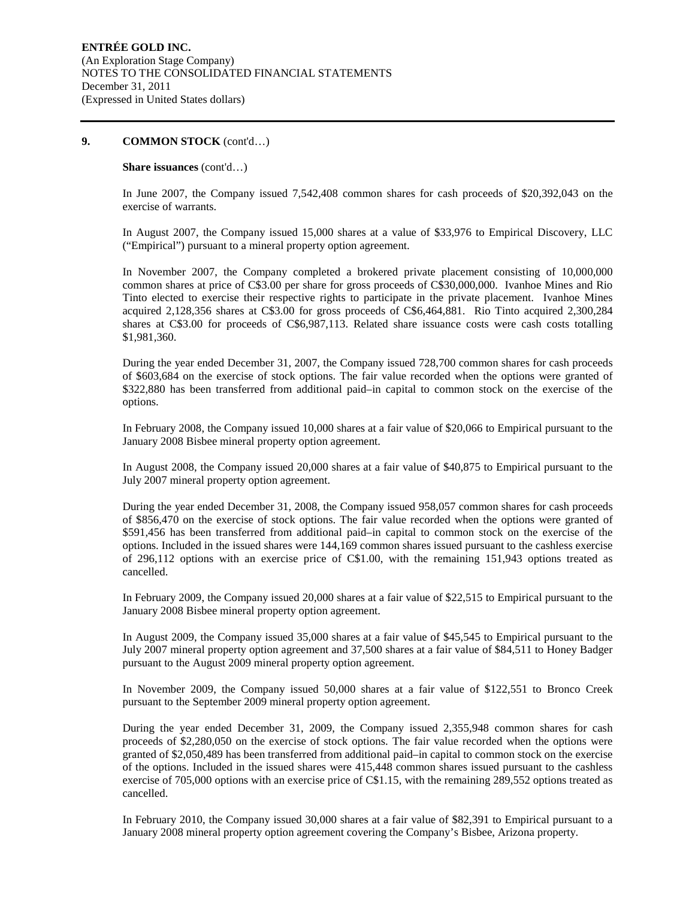## 9. COMMON STOCK (cont'd…)

**Share issuances** (cont'd…)

In June 2007, the Company issued 7,542,408 common shares for cash proceeds of $20,392,043 on the exercise of warrants.

In August 2007, the Company issued 15,000 shares at a value of $33,976 to Empirical Discovery, LLC ("Empirical") pursuant to a mineral property option agreement.

In November 2007, the Company completed a brokered private placement consisting of 10,000,000 common shares at price of C$3.00 per share for gross proceeds of C$30,000,000. Ivanhoe Mines and Rio Tinto elected to exercise their respective rights to participate in the private placement. Ivanhoe Mines acquired 2,128,356 shares at C$3.00 for gross proceeds of C$6,464,881. Rio Tinto acquired 2,300,284 shares at C$3.00 for proceeds of C$6,987,113. Related share issuance costs were cash costs totalling $1,981,360.

During the year ended December 31, 2007, the Company issued 728,700 common shares for cash proceeds of $603,684 on the exercise of stock options. The fair value recorded when the options were granted of $322,880 has been transferred from additional paid–in capital to common stock on the exercise of the options.

In February 2008, the Company issued 10,000 shares at a fair value of $20,066 to Empirical pursuant to the January 2008 Bisbee mineral property option agreement.

In August 2008, the Company issued 20,000 shares at a fair value of $40,875 to Empirical pursuant to the July 2007 mineral property option agreement.

During the year ended December 31, 2008, the Company issued 958,057 common shares for cash proceeds of $856,470 on the exercise of stock options. The fair value recorded when the options were granted of $591,456 has been transferred from additional paid–in capital to common stock on the exercise of the options. Included in the issued shares were 144,169 common shares issued pursuant to the cashless exercise of 296,112 options with an exercise price of C$1.00, with the remaining 151,943 options treated as cancelled.

In February 2009, the Company issued 20,000 shares at a fair value of $22,515 to Empirical pursuant to the January 2008 Bisbee mineral property option agreement.

In August 2009, the Company issued 35,000 shares at a fair value of $45,545 to Empirical pursuant to the July 2007 mineral property option agreement and 37,500 shares at a fair value of $84,511 to Honey Badger pursuant to the August 2009 mineral property option agreement.

In November 2009, the Company issued 50,000 shares at a fair value of $122,551 to Bronco Creek pursuant to the September 2009 mineral property option agreement.

During the year ended December 31, 2009, the Company issued 2,355,948 common shares for cash proceeds of $2,280,050 on the exercise of stock options. The fair value recorded when the options were granted of $2,050,489 has been transferred from additional paid–in capital to common stock on the exercise of the options. Included in the issued shares were 415,448 common shares issued pursuant to the cashless exercise of 705,000 options with an exercise price of C$1.15, with the remaining 289,552 options treated as cancelled.

In February 2010, the Company issued 30,000 shares at a fair value of $82,391 to Empirical pursuant to a January 2008 mineral property option agreement covering the Company's Bisbee, Arizona property.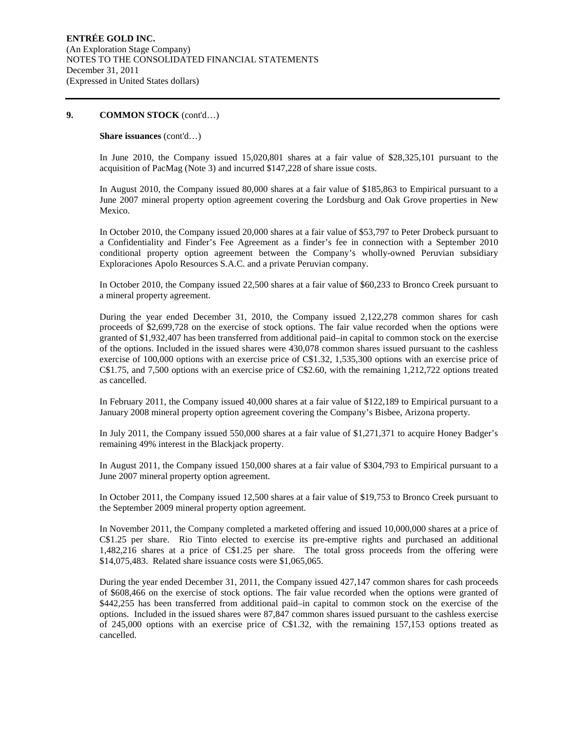## 9. COMMON STOCK (cont'd…)

**Share issuances** (cont'd…)

In June 2010, the Company issued 15,020,801 shares at a fair value of $28,325,101 pursuant to the acquisition of PacMag (Note 3) and incurred $147,228 of share issue costs.

In August 2010, the Company issued 80,000 shares at a fair value of $185,863 to Empirical pursuant to a June 2007 mineral property option agreement covering the Lordsburg and Oak Grove properties in New Mexico.

In October 2010, the Company issued 20,000 shares at a fair value of $53,797 to Peter Drobeck pursuant to a Confidentiality and Finder's Fee Agreement as a finder's fee in connection with a September 2010 conditional property option agreement between the Company's wholly-owned Peruvian subsidiary Exploraciones Apolo Resources S.A.C. and a private Peruvian company.

In October 2010, the Company issued 22,500 shares at a fair value of $60,233 to Bronco Creek pursuant to a mineral property agreement.

During the year ended December 31, 2010, the Company issued 2,122,278 common shares for cash proceeds of $2,699,728 on the exercise of stock options. The fair value recorded when the options were granted of $1,932,407 has been transferred from additional paid–in capital to common stock on the exercise of the options. Included in the issued shares were 430,078 common shares issued pursuant to the cashless exercise of 100,000 options with an exercise price of C$1.32, 1,535,300 options with an exercise price of C$1.75, and 7,500 options with an exercise price of C$2.60, with the remaining 1,212,722 options treated as cancelled.

In February 2011, the Company issued 40,000 shares at a fair value of $122,189 to Empirical pursuant to a January 2008 mineral property option agreement covering the Company's Bisbee, Arizona property.

In July 2011, the Company issued 550,000 shares at a fair value of $1,271,371 to acquire Honey Badger's remaining 49% interest in the Blackjack property.

In August 2011, the Company issued 150,000 shares at a fair value of $304,793 to Empirical pursuant to a June 2007 mineral property option agreement.

In October 2011, the Company issued 12,500 shares at a fair value of $19,753 to Bronco Creek pursuant to the September 2009 mineral property option agreement.

In November 2011, the Company completed a marketed offering and issued 10,000,000 shares at a price of C$1.25 per share. Rio Tinto elected to exercise its pre-emptive rights and purchased an additional 1,482,216 shares at a price of C$1.25 per share. The total gross proceeds from the offering were $14,075,483. Related share issuance costs were $1,065,065.

During the year ended December 31, 2011, the Company issued 427,147 common shares for cash proceeds of $608,466 on the exercise of stock options. The fair value recorded when the options were granted of $442,255 has been transferred from additional paid–in capital to common stock on the exercise of the options. Included in the issued shares were 87,847 common shares issued pursuant to the cashless exercise of 245,000 options with an exercise price of C$1.32, with the remaining 157,153 options treated as cancelled.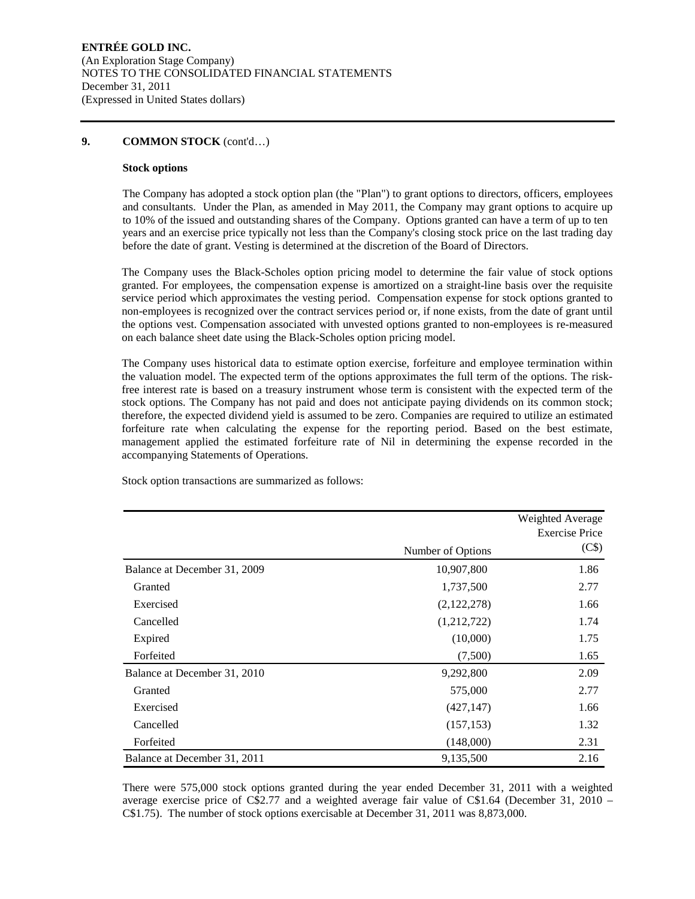## 9. COMMON STOCK (cont'd…)

### Stock options

The Company has adopted a stock option plan (the "Plan") to grant options to directors, officers, employees and consultants. Under the Plan, as amended in May 2011, the Company may grant options to acquire up to 10% of the issued and outstanding shares of the Company. Options granted can have a term of up to ten years and an exercise price typically not less than the Company's closing stock price on the last trading day before the date of grant. Vesting is determined at the discretion of the Board of Directors.

The Company uses the Black-Scholes option pricing model to determine the fair value of stock options granted. For employees, the compensation expense is amortized on a straight-line basis over the requisite service period which approximates the vesting period. Compensation expense for stock options granted to non-employees is recognized over the contract services period or, if none exists, from the date of grant until the options vest. Compensation associated with unvested options granted to non-employees is re-measured on each balance sheet date using the Black-Scholes option pricing model.

The Company uses historical data to estimate option exercise, forfeiture and employee termination within the valuation model. The expected term of the options approximates the full term of the options. The risk-free interest rate is based on a treasury instrument whose term is consistent with the expected term of the stock options. The Company has not paid and does not anticipate paying dividends on its common stock; therefore, the expected dividend yield is assumed to be zero. Companies are required to utilize an estimated forfeiture rate when calculating the expense for the reporting period. Based on the best estimate, management applied the estimated forfeiture rate of Nil in determining the expense recorded in the accompanying Statements of Operations.

Stock option transactions are summarized as follows:

| | Number of Options | Weighted Average Exercise Price (C$) |
|---|---|---|
| Balance at December 31, 2009 | 10,907,800 | 1.86 |
| Granted | 1,737,500 | 2.77 |
| Exercised | (2,122,278) | 1.66 |
| Cancelled | (1,212,722) | 1.74 |
| Expired | (10,000) | 1.75 |
| Forfeited | (7,500) | 1.65 |
| Balance at December 31, 2010 | 9,292,800 | 2.09 |
| Granted | 575,000 | 2.77 |
| Exercised | (427,147) | 1.66 |
| Cancelled | (157,153) | 1.32 |
| Forfeited | (148,000) | 2.31 |
| Balance at December 31, 2011 | 9,135,500 | 2.16 |

There were 575,000 stock options granted during the year ended December 31, 2011 with a weighted average exercise price of C$2.77 and a weighted average fair value of C$1.64 (December 31, 2010 – C$1.75). The number of stock options exercisable at December 31, 2011 was 8,873,000.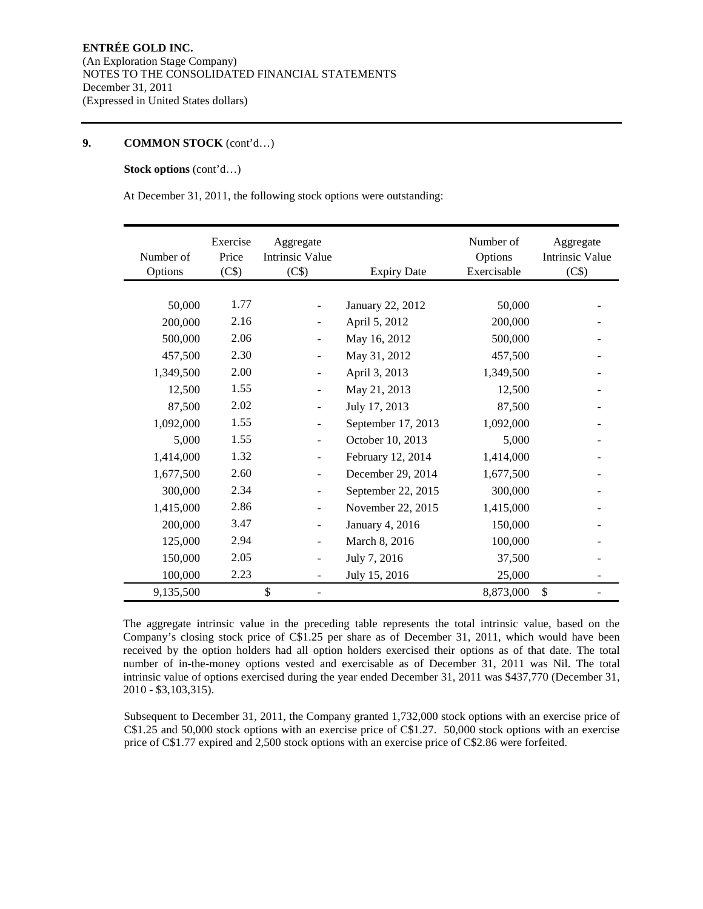**9. COMMON STOCK** (cont'd…)

**Stock options** (cont'd…)

At December 31, 2011, the following stock options were outstanding:

| Number of Options | Exercise Price (C$) | Aggregate Intrinsic Value (C$) | Expiry Date | Number of Options Exercisable | Aggregate Intrinsic Value (C$) |
|---|---|---|---|---|---|
| 50,000 | 1.77 | - | January 22, 2012 | 50,000 | - |
| 200,000 | 2.16 | - | April 5, 2012 | 200,000 | - |
| 500,000 | 2.06 | - | May 16, 2012 | 500,000 | - |
| 457,500 | 2.30 | - | May 31, 2012 | 457,500 | - |
| 1,349,500 | 2.00 | - | April 3, 2013 | 1,349,500 | - |
| 12,500 | 1.55 | - | May 21, 2013 | 12,500 | - |
| 87,500 | 2.02 | - | July 17, 2013 | 87,500 | - |
| 1,092,000 | 1.55 | - | September 17, 2013 | 1,092,000 | - |
| 5,000 | 1.55 | - | October 10, 2013 | 5,000 | - |
| 1,414,000 | 1.32 | - | February 12, 2014 | 1,414,000 | - |
| 1,677,500 | 2.60 | - | December 29, 2014 | 1,677,500 | - |
| 300,000 | 2.34 | - | September 22, 2015 | 300,000 | - |
| 1,415,000 | 2.86 | - | November 22, 2015 | 1,415,000 | - |
| 200,000 | 3.47 | - | January 4, 2016 | 150,000 | - |
| 125,000 | 2.94 | - | March 8, 2016 | 100,000 | - |
| 150,000 | 2.05 | - | July 7, 2016 | 37,500 | - |
| 100,000 | 2.23 | - | July 15, 2016 | 25,000 | - |
| 9,135,500 | | $ - | | 8,873,000 | $ - |

The aggregate intrinsic value in the preceding table represents the total intrinsic value, based on the Company's closing stock price of C$1.25 per share as of December 31, 2011, which would have been received by the option holders had all option holders exercised their options as of that date. The total number of in-the-money options vested and exercisable as of December 31, 2011 was Nil. The total intrinsic value of options exercised during the year ended December 31, 2011 was $437,770 (December 31, 2010 - $3,103,315).

Subsequent to December 31, 2011, the Company granted 1,732,000 stock options with an exercise price of C$1.25 and 50,000 stock options with an exercise price of C$1.27. 50,000 stock options with an exercise price of C$1.77 expired and 2,500 stock options with an exercise price of C$2.86 were forfeited.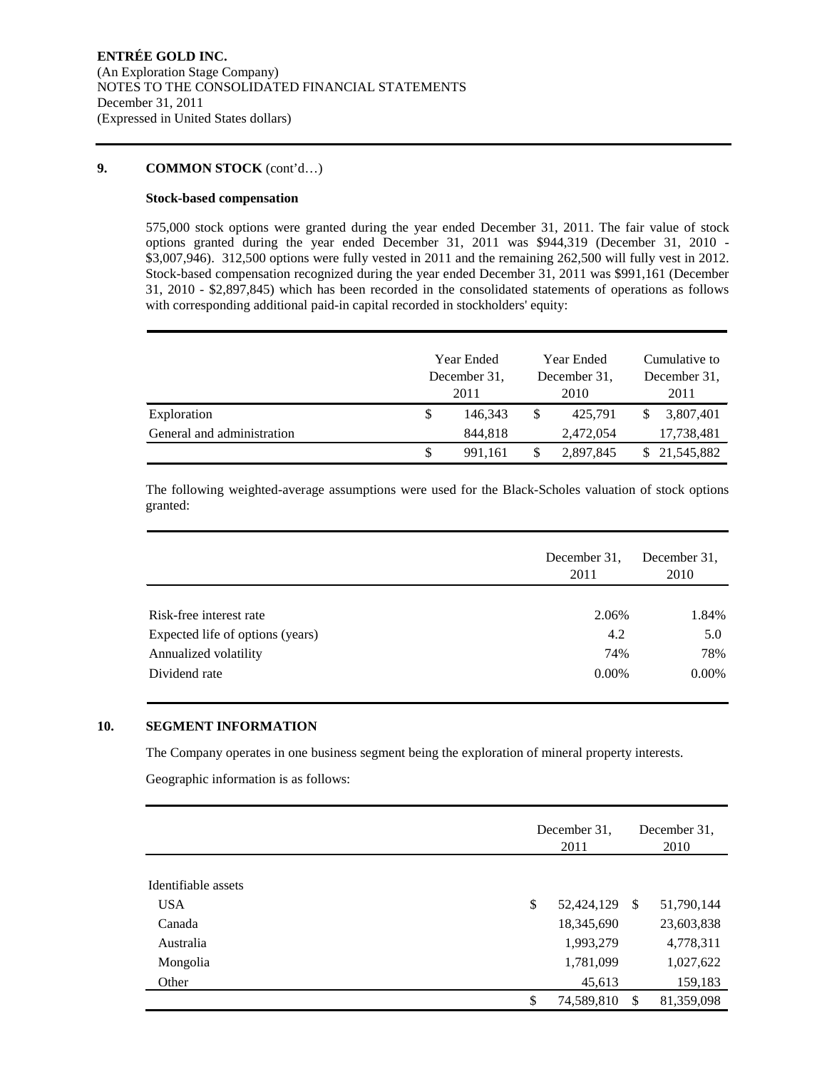## 9. COMMON STOCK (cont'd…)

**Stock-based compensation**

575,000 stock options were granted during the year ended December 31, 2011. The fair value of stock options granted during the year ended December 31, 2011 was \$944,319 (December 31, 2010 - \$3,007,946). 312,500 options were fully vested in 2011 and the remaining 262,500 will fully vest in 2012. Stock-based compensation recognized during the year ended December 31, 2011 was \$991,161 (December 31, 2010 - \$2,897,845) which has been recorded in the consolidated statements of operations as follows with corresponding additional paid-in capital recorded in stockholders' equity:

| | Year Ended December 31, 2011 | Year Ended December 31, 2010 | Cumulative to December 31, 2011 |
|---|---|---|---|
| Exploration | \$ 146,343 | \$ 425,791 | \$ 3,807,401 |
| General and administration | 844,818 | 2,472,054 | 17,738,481 |
| | \$ 991,161 | \$ 2,897,845 | \$ 21,545,882 |

The following weighted-average assumptions were used for the Black-Scholes valuation of stock options granted:

| | December 31, 2011 | December 31, 2010 |
|---|---|---|
| Risk-free interest rate | 2.06% | 1.84% |
| Expected life of options (years) | 4.2 | 5.0 |
| Annualized volatility | 74% | 78% |
| Dividend rate | 0.00% | 0.00% |

## 10. SEGMENT INFORMATION

The Company operates in one business segment being the exploration of mineral property interests.

Geographic information is as follows:

| | December 31, 2011 | December 31, 2010 |
|---|---|---|
| Identifiable assets | | |
| USA | \$ 52,424,129 | \$ 51,790,144 |
| Canada | 18,345,690 | 23,603,838 |
| Australia | 1,993,279 | 4,778,311 |
| Mongolia | 1,781,099 | 1,027,622 |
| Other | 45,613 | 159,183 |
| | \$ 74,589,810 | \$ 81,359,098 |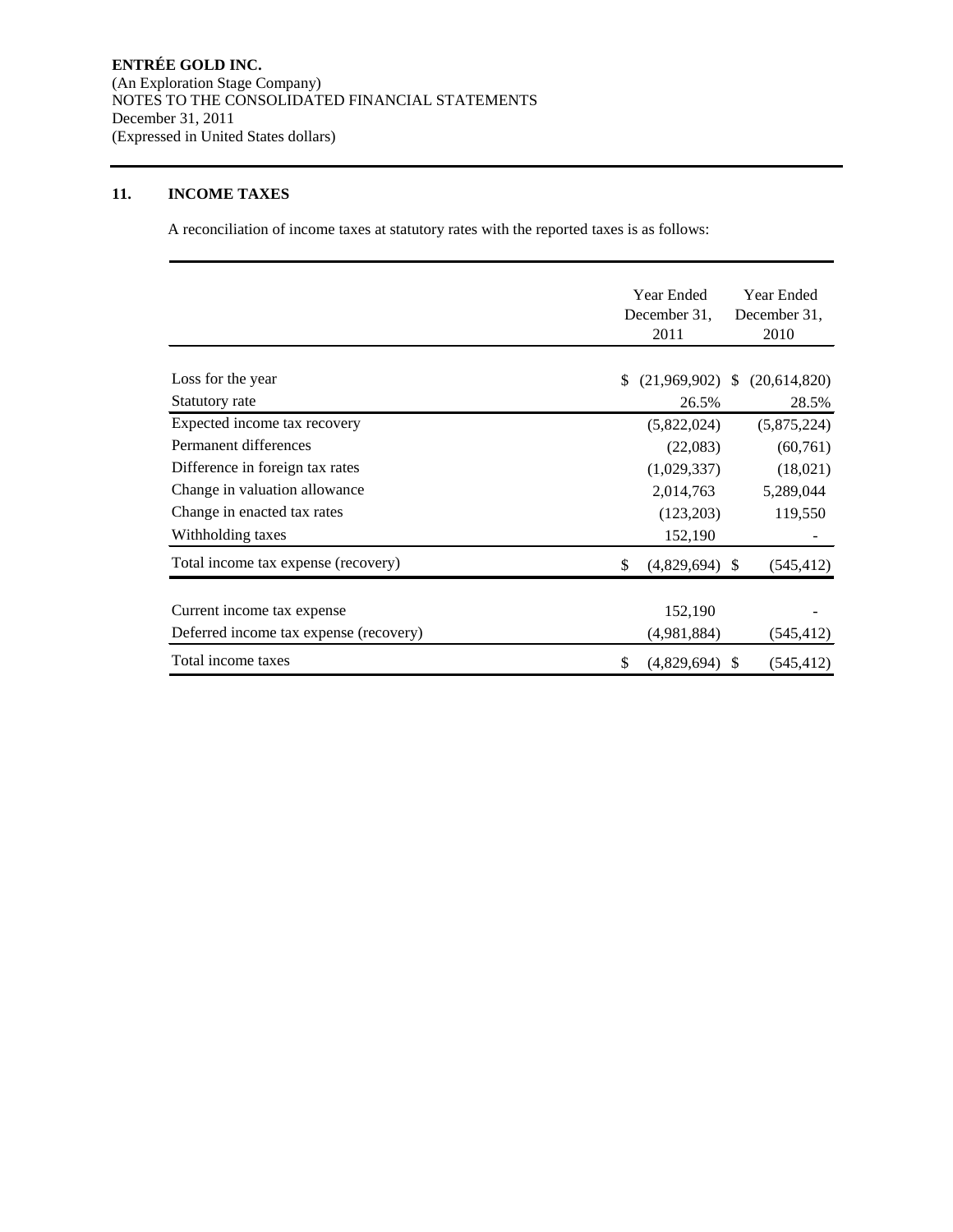**ENTRÉE GOLD INC.**
(An Exploration Stage Company)
NOTES TO THE CONSOLIDATED FINANCIAL STATEMENTS
December 31, 2011
(Expressed in United States dollars)

## 11. INCOME TAXES

A reconciliation of income taxes at statutory rates with the reported taxes is as follows:

| | Year Ended December 31, 2011 | Year Ended December 31, 2010 |
|---|---|---|
| Loss for the year | $ (21,969,902) | $ (20,614,820) |
| Statutory rate | 26.5% | 28.5% |
| Expected income tax recovery | (5,822,024) | (5,875,224) |
| Permanent differences | (22,083) | (60,761) |
| Difference in foreign tax rates | (1,029,337) | (18,021) |
| Change in valuation allowance | 2,014,763 | 5,289,044 |
| Change in enacted tax rates | (123,203) | 119,550 |
| Withholding taxes | 152,190 | - |
| Total income tax expense (recovery) | $ (4,829,694) | $ (545,412) |
| | | |
| Current income tax expense | 152,190 | - |
| Deferred income tax expense (recovery) | (4,981,884) | (545,412) |
| Total income taxes | $ (4,829,694) | $ (545,412) |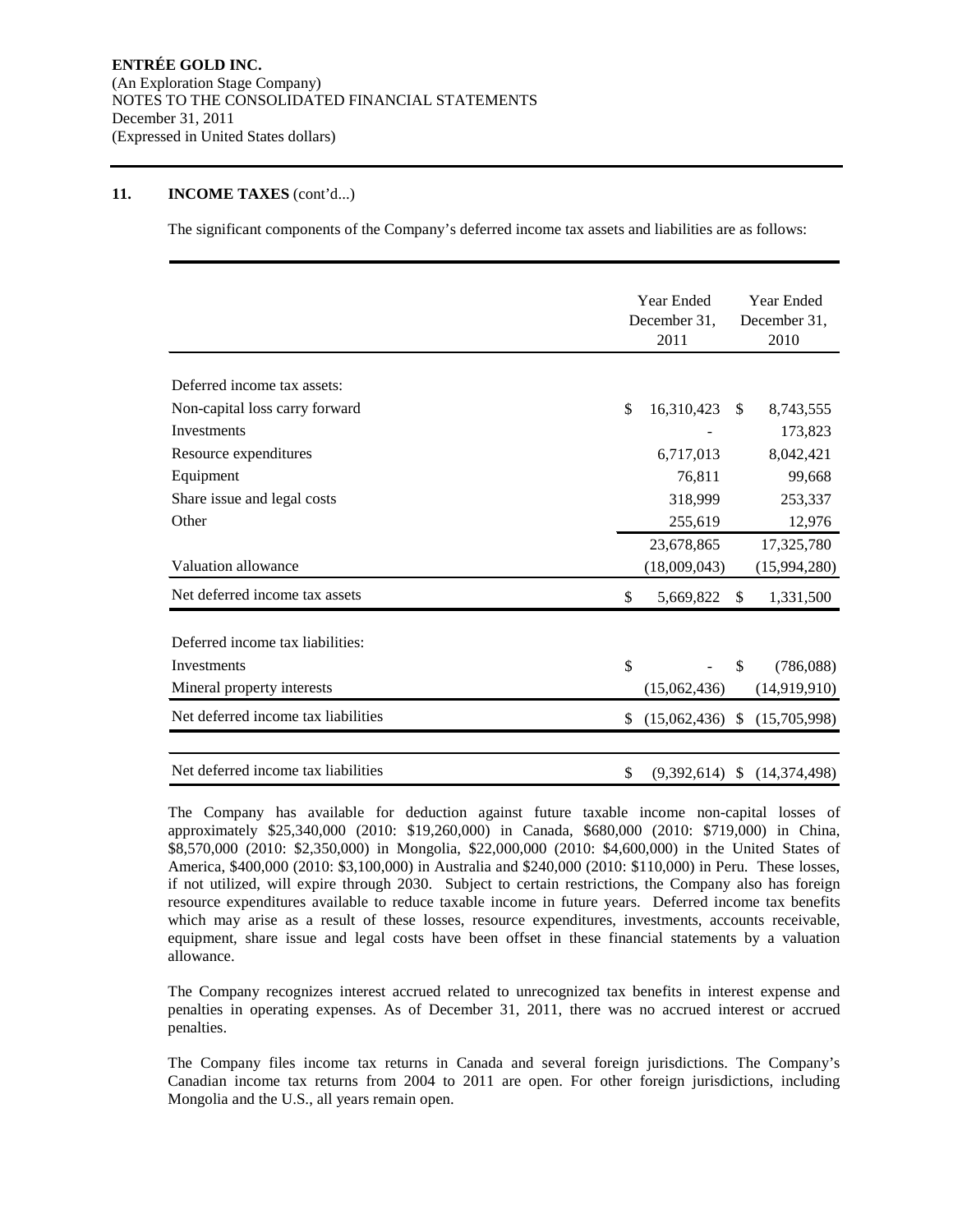**ENTRÉE GOLD INC.**
(An Exploration Stage Company)
NOTES TO THE CONSOLIDATED FINANCIAL STATEMENTS
December 31, 2011
(Expressed in United States dollars)

## 11. INCOME TAXES (cont'd...)

The significant components of the Company's deferred income tax assets and liabilities are as follows:

| | Year Ended December 31, 2011 | Year Ended December 31, 2010 |
|---|---|---|
| Deferred income tax assets: | | |
| Non-capital loss carry forward | $ 16,310,423 | $ 8,743,555 |
| Investments | - | 173,823 |
| Resource expenditures | 6,717,013 | 8,042,421 |
| Equipment | 76,811 | 99,668 |
| Share issue and legal costs | 318,999 | 253,337 |
| Other | 255,619 | 12,976 |
| | 23,678,865 | 17,325,780 |
| Valuation allowance | (18,009,043) | (15,994,280) |
| Net deferred income tax assets | $ 5,669,822 | $ 1,331,500 |
| Deferred income tax liabilities: | | |
| Investments | $ - | $ (786,088) |
| Mineral property interests | (15,062,436) | (14,919,910) |
| Net deferred income tax liabilities | $ (15,062,436) | $ (15,705,998) |
| Net deferred income tax liabilities | $ (9,392,614) | $ (14,374,498) |

The Company has available for deduction against future taxable income non-capital losses of approximately $25,340,000 (2010: $19,260,000) in Canada, $680,000 (2010: $719,000) in China, $8,570,000 (2010: $2,350,000) in Mongolia, $22,000,000 (2010: $4,600,000) in the United States of America, $400,000 (2010: $3,100,000) in Australia and $240,000 (2010: $110,000) in Peru. These losses, if not utilized, will expire through 2030. Subject to certain restrictions, the Company also has foreign resource expenditures available to reduce taxable income in future years. Deferred income tax benefits which may arise as a result of these losses, resource expenditures, investments, accounts receivable, equipment, share issue and legal costs have been offset in these financial statements by a valuation allowance.

The Company recognizes interest accrued related to unrecognized tax benefits in interest expense and penalties in operating expenses. As of December 31, 2011, there was no accrued interest or accrued penalties.

The Company files income tax returns in Canada and several foreign jurisdictions. The Company's Canadian income tax returns from 2004 to 2011 are open. For other foreign jurisdictions, including Mongolia and the U.S., all years remain open.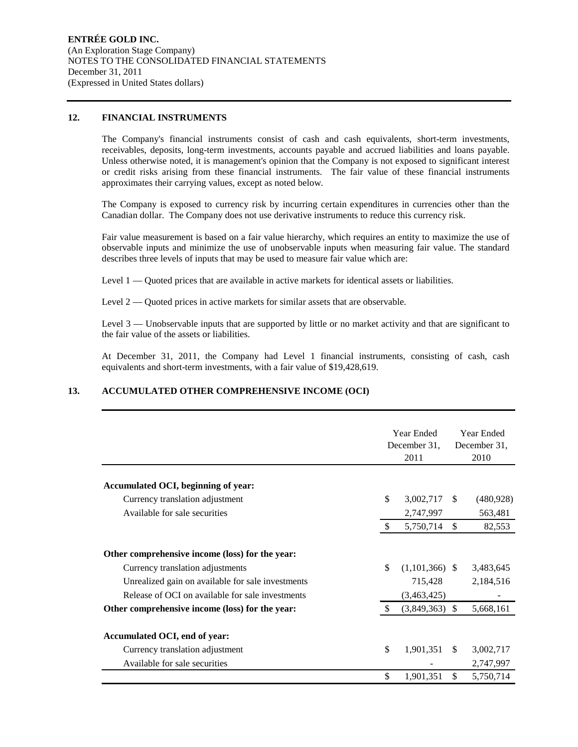ENTRÉE GOLD INC.
(An Exploration Stage Company)
NOTES TO THE CONSOLIDATED FINANCIAL STATEMENTS
December 31, 2011
(Expressed in United States dollars)

## 12. FINANCIAL INSTRUMENTS

The Company's financial instruments consist of cash and cash equivalents, short-term investments, receivables, deposits, long-term investments, accounts payable and accrued liabilities and loans payable. Unless otherwise noted, it is management's opinion that the Company is not exposed to significant interest or credit risks arising from these financial instruments. The fair value of these financial instruments approximates their carrying values, except as noted below.

The Company is exposed to currency risk by incurring certain expenditures in currencies other than the Canadian dollar. The Company does not use derivative instruments to reduce this currency risk.

Fair value measurement is based on a fair value hierarchy, which requires an entity to maximize the use of observable inputs and minimize the use of unobservable inputs when measuring fair value. The standard describes three levels of inputs that may be used to measure fair value which are:

Level 1 — Quoted prices that are available in active markets for identical assets or liabilities.

Level 2 — Quoted prices in active markets for similar assets that are observable.

Level 3 — Unobservable inputs that are supported by little or no market activity and that are significant to the fair value of the assets or liabilities.

At December 31, 2011, the Company had Level 1 financial instruments, consisting of cash, cash equivalents and short-term investments, with a fair value of $19,428,619.

## 13. ACCUMULATED OTHER COMPREHENSIVE INCOME (OCI)

| | Year Ended December 31, 2011 | Year Ended December 31, 2010 |
|---|---|---|
| **Accumulated OCI, beginning of year:** | | |
| Currency translation adjustment | $ 3,002,717 | $ (480,928) |
| Available for sale securities | 2,747,997 | 563,481 |
| | $ 5,750,714 | $ 82,553 |
| **Other comprehensive income (loss) for the year:** | | |
| Currency translation adjustments | $ (1,101,366) | $ 3,483,645 |
| Unrealized gain on available for sale investments | 715,428 | 2,184,516 |
| Release of OCI on available for sale investments | (3,463,425) | - |
| **Other comprehensive income (loss) for the year:** | $ (3,849,363) | $ 5,668,161 |
| **Accumulated OCI, end of year:** | | |
| Currency translation adjustment | $ 1,901,351 | $ 3,002,717 |
| Available for sale securities | - | 2,747,997 |
| | $ 1,901,351 | $ 5,750,714 |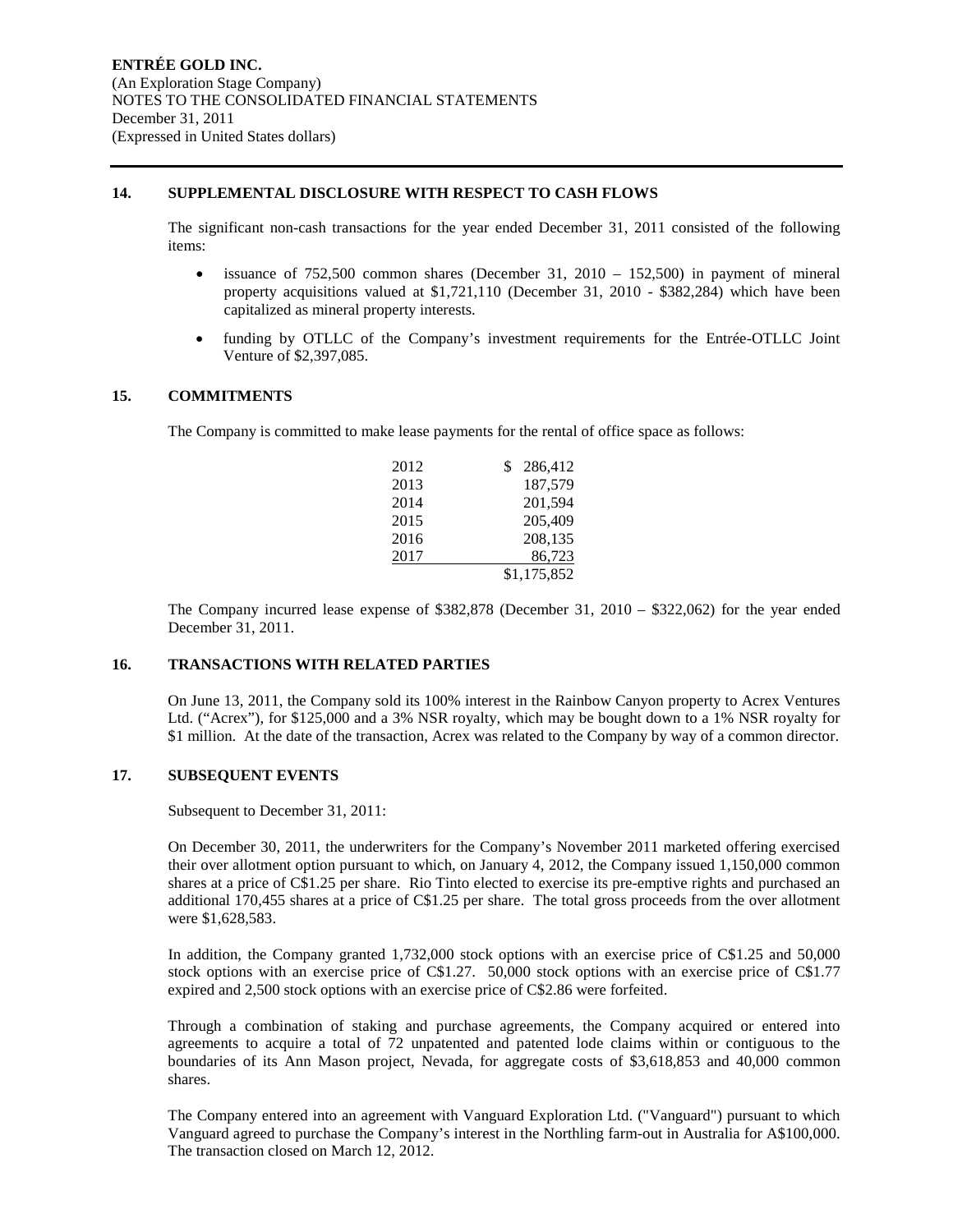**ENTRÉE GOLD INC.**
(An Exploration Stage Company)
NOTES TO THE CONSOLIDATED FINANCIAL STATEMENTS
December 31, 2011
(Expressed in United States dollars)

## 14. SUPPLEMENTAL DISCLOSURE WITH RESPECT TO CASH FLOWS

The significant non-cash transactions for the year ended December 31, 2011 consisted of the following items:

- issuance of 752,500 common shares (December 31, 2010 – 152,500) in payment of mineral property acquisitions valued at $1,721,110 (December 31, 2010 - $382,284) which have been capitalized as mineral property interests.
- funding by OTLLC of the Company's investment requirements for the Entrée-OTLLC Joint Venture of $2,397,085.

## 15. COMMITMENTS

The Company is committed to make lease payments for the rental of office space as follows:

| | |
|---|---|
| 2012 | $ 286,412 |
| 2013 | 187,579 |
| 2014 | 201,594 |
| 2015 | 205,409 |
| 2016 | 208,135 |
| 2017 | 86,723 |
| | $1,175,852 |

The Company incurred lease expense of $382,878 (December 31, 2010 – $322,062) for the year ended December 31, 2011.

## 16. TRANSACTIONS WITH RELATED PARTIES

On June 13, 2011, the Company sold its 100% interest in the Rainbow Canyon property to Acrex Ventures Ltd. ("Acrex"), for $125,000 and a 3% NSR royalty, which may be bought down to a 1% NSR royalty for $1 million. At the date of the transaction, Acrex was related to the Company by way of a common director.

## 17. SUBSEQUENT EVENTS

Subsequent to December 31, 2011:

On December 30, 2011, the underwriters for the Company's November 2011 marketed offering exercised their over allotment option pursuant to which, on January 4, 2012, the Company issued 1,150,000 common shares at a price of C$1.25 per share. Rio Tinto elected to exercise its pre-emptive rights and purchased an additional 170,455 shares at a price of C$1.25 per share. The total gross proceeds from the over allotment were $1,628,583.

In addition, the Company granted 1,732,000 stock options with an exercise price of C$1.25 and 50,000 stock options with an exercise price of C$1.27. 50,000 stock options with an exercise price of C$1.77 expired and 2,500 stock options with an exercise price of C$2.86 were forfeited.

Through a combination of staking and purchase agreements, the Company acquired or entered into agreements to acquire a total of 72 unpatented and patented lode claims within or contiguous to the boundaries of its Ann Mason project, Nevada, for aggregate costs of $3,618,853 and 40,000 common shares.

The Company entered into an agreement with Vanguard Exploration Ltd. ("Vanguard") pursuant to which Vanguard agreed to purchase the Company's interest in the Northling farm-out in Australia for A$100,000. The transaction closed on March 12, 2012.